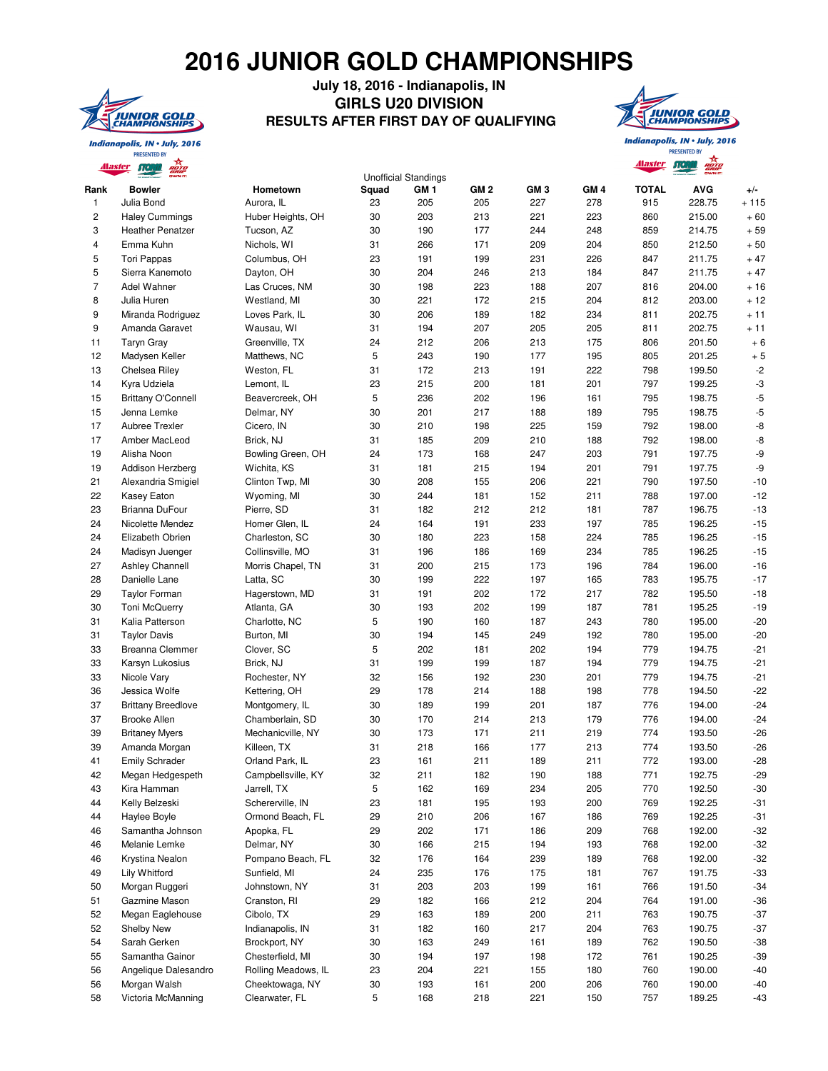# 2016 JUNIOR GOLD CHAMPIONSHIPS

**July 18, 2016 - Indianapolis, IN**

## GIRLS U20 DIVISION

### RESULTS AFTER FIRST DAY OF QUALIFYING

Unofficial Standings

| Rank | Bowler | Hometown | Squad | GM 1 | GM 2 | GM 3 | GM 4 | TOTAL | AVG | +/- |
|---|---|---|---|---|---|---|---|---|---|---|
| 1 | Julia Bond | Aurora, IL | 23 | 205 | 205 | 227 | 278 | 915 | 228.75 | + 115 |
| 2 | Haley Cummings | Huber Heights, OH | 30 | 203 | 213 | 221 | 223 | 860 | 215.00 | + 60 |
| 3 | Heather Penatzer | Tucson, AZ | 30 | 190 | 177 | 244 | 248 | 859 | 214.75 | + 59 |
| 4 | Emma Kuhn | Nichols, WI | 31 | 266 | 171 | 209 | 204 | 850 | 212.50 | + 50 |
| 5 | Tori Pappas | Columbus, OH | 23 | 191 | 199 | 231 | 226 | 847 | 211.75 | + 47 |
| 5 | Sierra Kanemoto | Dayton, OH | 30 | 204 | 246 | 213 | 184 | 847 | 211.75 | + 47 |
| 7 | Adel Wahner | Las Cruces, NM | 30 | 198 | 223 | 188 | 207 | 816 | 204.00 | + 16 |
| 8 | Julia Huren | Westland, MI | 30 | 221 | 172 | 215 | 204 | 812 | 203.00 | + 12 |
| 9 | Miranda Rodriguez | Loves Park, IL | 30 | 206 | 189 | 182 | 234 | 811 | 202.75 | + 11 |
| 9 | Amanda Garavet | Wausau, WI | 31 | 194 | 207 | 205 | 205 | 811 | 202.75 | + 11 |
| 11 | Taryn Gray | Greenville, TX | 24 | 212 | 206 | 213 | 175 | 806 | 201.50 | + 6 |
| 12 | Madysen Keller | Matthews, NC | 5 | 243 | 190 | 177 | 195 | 805 | 201.25 | + 5 |
| 13 | Chelsea Riley | Weston, FL | 31 | 172 | 213 | 191 | 222 | 798 | 199.50 | -2 |
| 14 | Kyra Udziela | Lemont, IL | 23 | 215 | 200 | 181 | 201 | 797 | 199.25 | -3 |
| 15 | Brittany O'Connell | Beavercreek, OH | 5 | 236 | 202 | 196 | 161 | 795 | 198.75 | -5 |
| 15 | Jenna Lemke | Delmar, NY | 30 | 201 | 217 | 188 | 189 | 795 | 198.75 | -5 |
| 17 | Aubree Trexler | Cicero, IN | 30 | 210 | 198 | 225 | 159 | 792 | 198.00 | -8 |
| 17 | Amber MacLeod | Brick, NJ | 31 | 185 | 209 | 210 | 188 | 792 | 198.00 | -8 |
| 19 | Alisha Noon | Bowling Green, OH | 24 | 173 | 168 | 247 | 203 | 791 | 197.75 | -9 |
| 19 | Addison Herzberg | Wichita, KS | 31 | 181 | 215 | 194 | 201 | 791 | 197.75 | -9 |
| 21 | Alexandria Smigiel | Clinton Twp, MI | 30 | 208 | 155 | 206 | 221 | 790 | 197.50 | -10 |
| 22 | Kasey Eaton | Wyoming, MI | 30 | 244 | 181 | 152 | 211 | 788 | 197.00 | -12 |
| 23 | Brianna DuFour | Pierre, SD | 31 | 182 | 212 | 212 | 181 | 787 | 196.75 | -13 |
| 24 | Nicolette Mendez | Homer Glen, IL | 24 | 164 | 191 | 233 | 197 | 785 | 196.25 | -15 |
| 24 | Elizabeth Obrien | Charleston, SC | 30 | 180 | 223 | 158 | 224 | 785 | 196.25 | -15 |
| 24 | Madisyn Juenger | Collinsville, MO | 31 | 196 | 186 | 169 | 234 | 785 | 196.25 | -15 |
| 27 | Ashley Channell | Morris Chapel, TN | 31 | 200 | 215 | 173 | 196 | 784 | 196.00 | -16 |
| 28 | Danielle Lane | Latta, SC | 30 | 199 | 222 | 197 | 165 | 783 | 195.75 | -17 |
| 29 | Taylor Forman | Hagerstown, MD | 31 | 191 | 202 | 172 | 217 | 782 | 195.50 | -18 |
| 30 | Toni McQuerry | Atlanta, GA | 30 | 193 | 202 | 199 | 187 | 781 | 195.25 | -19 |
| 31 | Kalia Patterson | Charlotte, NC | 5 | 190 | 160 | 187 | 243 | 780 | 195.00 | -20 |
| 31 | Taylor Davis | Burton, MI | 30 | 194 | 145 | 249 | 192 | 780 | 195.00 | -20 |
| 33 | Breanna Clemmer | Clover, SC | 5 | 202 | 181 | 202 | 194 | 779 | 194.75 | -21 |
| 33 | Karsyn Lukosius | Brick, NJ | 31 | 199 | 199 | 187 | 194 | 779 | 194.75 | -21 |
| 33 | Nicole Vary | Rochester, NY | 32 | 156 | 192 | 230 | 201 | 779 | 194.75 | -21 |
| 36 | Jessica Wolfe | Kettering, OH | 29 | 178 | 214 | 188 | 198 | 778 | 194.50 | -22 |
| 37 | Brittany Breedlove | Montgomery, IL | 30 | 189 | 199 | 201 | 187 | 776 | 194.00 | -24 |
| 37 | Brooke Allen | Chamberlain, SD | 30 | 170 | 214 | 213 | 179 | 776 | 194.00 | -24 |
| 39 | Britaney Myers | Mechanicville, NY | 30 | 173 | 171 | 211 | 219 | 774 | 193.50 | -26 |
| 39 | Amanda Morgan | Killeen, TX | 31 | 218 | 166 | 177 | 213 | 774 | 193.50 | -26 |
| 41 | Emily Schrader | Orland Park, IL | 23 | 161 | 211 | 189 | 211 | 772 | 193.00 | -28 |
| 42 | Megan Hedgespeth | Campbellsville, KY | 32 | 211 | 182 | 190 | 188 | 771 | 192.75 | -29 |
| 43 | Kira Hamman | Jarrell, TX | 5 | 162 | 169 | 234 | 205 | 770 | 192.50 | -30 |
| 44 | Kelly Belzeski | Schererville, IN | 23 | 181 | 195 | 193 | 200 | 769 | 192.25 | -31 |
| 44 | Haylee Boyle | Ormond Beach, FL | 29 | 210 | 206 | 167 | 186 | 769 | 192.25 | -31 |
| 46 | Samantha Johnson | Apopka, FL | 29 | 202 | 171 | 186 | 209 | 768 | 192.00 | -32 |
| 46 | Melanie Lemke | Delmar, NY | 30 | 166 | 215 | 194 | 193 | 768 | 192.00 | -32 |
| 46 | Krystina Nealon | Pompano Beach, FL | 32 | 176 | 164 | 239 | 189 | 768 | 192.00 | -32 |
| 49 | Lily Whitford | Sunfield, MI | 24 | 235 | 176 | 175 | 181 | 767 | 191.75 | -33 |
| 50 | Morgan Ruggeri | Johnstown, NY | 31 | 203 | 203 | 199 | 161 | 766 | 191.50 | -34 |
| 51 | Gazmine Mason | Cranston, RI | 29 | 182 | 166 | 212 | 204 | 764 | 191.00 | -36 |
| 52 | Megan Eaglehouse | Cibolo, TX | 29 | 163 | 189 | 200 | 211 | 763 | 190.75 | -37 |
| 52 | Shelby New | Indianapolis, IN | 31 | 182 | 160 | 217 | 204 | 763 | 190.75 | -37 |
| 54 | Sarah Gerken | Brockport, NY | 30 | 163 | 249 | 161 | 189 | 762 | 190.50 | -38 |
| 55 | Samantha Gainor | Chesterfield, MI | 30 | 194 | 197 | 198 | 172 | 761 | 190.25 | -39 |
| 56 | Angelique Dalesandro | Rolling Meadows, IL | 23 | 204 | 221 | 155 | 180 | 760 | 190.00 | -40 |
| 56 | Morgan Walsh | Cheektowaga, NY | 30 | 193 | 161 | 200 | 206 | 760 | 190.00 | -40 |
| 58 | Victoria McManning | Clearwater, FL | 5 | 168 | 218 | 221 | 150 | 757 | 189.25 | -43 |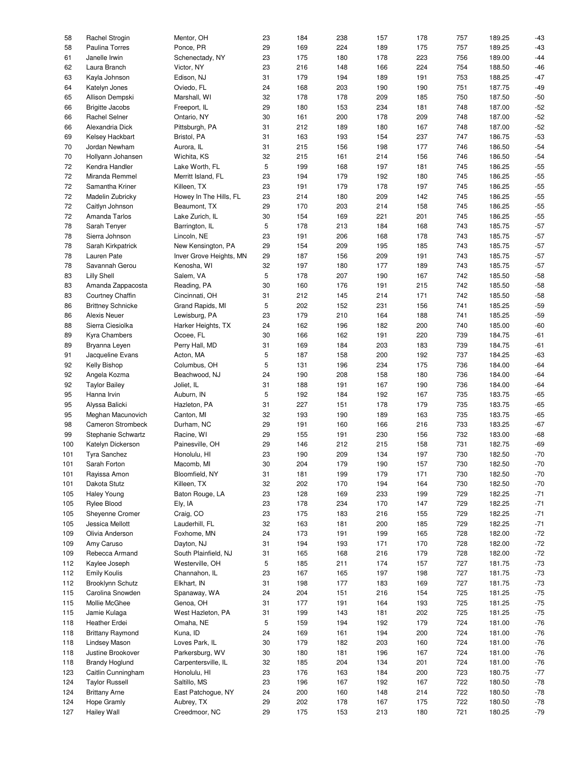| | | | | | | | | | | |
|---|---|---|---|---|---|---|---|---|---|---|
| 58 | Rachel Strogin | Mentor, OH | 23 | 184 | 238 | 157 | 178 | 757 | 189.25 | -43 |
| 58 | Paulina Torres | Ponce, PR | 29 | 169 | 224 | 189 | 175 | 757 | 189.25 | -43 |
| 61 | Janelle Irwin | Schenectady, NY | 23 | 175 | 180 | 178 | 223 | 756 | 189.00 | -44 |
| 62 | Laura Branch | Victor, NY | 23 | 216 | 148 | 166 | 224 | 754 | 188.50 | -46 |
| 63 | Kayla Johnson | Edison, NJ | 31 | 179 | 194 | 189 | 191 | 753 | 188.25 | -47 |
| 64 | Katelyn Jones | Oviedo, FL | 24 | 168 | 203 | 190 | 190 | 751 | 187.75 | -49 |
| 65 | Allison Dempski | Marshall, WI | 32 | 178 | 178 | 209 | 185 | 750 | 187.50 | -50 |
| 66 | Brigitte Jacobs | Freeport, IL | 29 | 180 | 153 | 234 | 181 | 748 | 187.00 | -52 |
| 66 | Rachel Selner | Ontario, NY | 30 | 161 | 200 | 178 | 209 | 748 | 187.00 | -52 |
| 66 | Alexandria Dick | Pittsburgh, PA | 31 | 212 | 189 | 180 | 167 | 748 | 187.00 | -52 |
| 69 | Kelsey Hackbart | Bristol, PA | 31 | 163 | 193 | 154 | 237 | 747 | 186.75 | -53 |
| 70 | Jordan Newham | Aurora, IL | 31 | 215 | 156 | 198 | 177 | 746 | 186.50 | -54 |
| 70 | Hollyann Johansen | Wichita, KS | 32 | 215 | 161 | 214 | 156 | 746 | 186.50 | -54 |
| 72 | Kendra Handler | Lake Worth, FL | 5 | 199 | 168 | 197 | 181 | 745 | 186.25 | -55 |
| 72 | Miranda Remmel | Merritt Island, FL | 23 | 194 | 179 | 192 | 180 | 745 | 186.25 | -55 |
| 72 | Samantha Kriner | Killeen, TX | 23 | 191 | 179 | 178 | 197 | 745 | 186.25 | -55 |
| 72 | Madelin Zubricky | Howey In The Hills, FL | 23 | 214 | 180 | 209 | 142 | 745 | 186.25 | -55 |
| 72 | Caitlyn Johnson | Beaumont, TX | 29 | 170 | 203 | 214 | 158 | 745 | 186.25 | -55 |
| 72 | Amanda Tarlos | Lake Zurich, IL | 30 | 154 | 169 | 221 | 201 | 745 | 186.25 | -55 |
| 78 | Sarah Tenyer | Barrington, IL | 5 | 178 | 213 | 184 | 168 | 743 | 185.75 | -57 |
| 78 | Sierra Johnson | Lincoln, NE | 23 | 191 | 206 | 168 | 178 | 743 | 185.75 | -57 |
| 78 | Sarah Kirkpatrick | New Kensington, PA | 29 | 154 | 209 | 195 | 185 | 743 | 185.75 | -57 |
| 78 | Lauren Pate | Inver Grove Heights, MN | 29 | 187 | 156 | 209 | 191 | 743 | 185.75 | -57 |
| 78 | Savannah Gerou | Kenosha, WI | 32 | 197 | 180 | 177 | 189 | 743 | 185.75 | -57 |
| 83 | Lilly Shell | Salem, VA | 5 | 178 | 207 | 190 | 167 | 742 | 185.50 | -58 |
| 83 | Amanda Zappacosta | Reading, PA | 30 | 160 | 176 | 191 | 215 | 742 | 185.50 | -58 |
| 83 | Courtney Chaffin | Cincinnati, OH | 31 | 212 | 145 | 214 | 171 | 742 | 185.50 | -58 |
| 86 | Brittney Schnicke | Grand Rapids, MI | 5 | 202 | 152 | 231 | 156 | 741 | 185.25 | -59 |
| 86 | Alexis Neuer | Lewisburg, PA | 23 | 179 | 210 | 164 | 188 | 741 | 185.25 | -59 |
| 88 | Sierra Ciesiolka | Harker Heights, TX | 24 | 162 | 196 | 182 | 200 | 740 | 185.00 | -60 |
| 89 | Kyra Chambers | Ocoee, FL | 30 | 166 | 162 | 191 | 220 | 739 | 184.75 | -61 |
| 89 | Bryanna Leyen | Perry Hall, MD | 31 | 169 | 184 | 203 | 183 | 739 | 184.75 | -61 |
| 91 | Jacqueline Evans | Acton, MA | 5 | 187 | 158 | 200 | 192 | 737 | 184.25 | -63 |
| 92 | Kelly Bishop | Columbus, OH | 5 | 131 | 196 | 234 | 175 | 736 | 184.00 | -64 |
| 92 | Angela Kozma | Beachwood, NJ | 24 | 190 | 208 | 158 | 180 | 736 | 184.00 | -64 |
| 92 | Taylor Bailey | Joliet, IL | 31 | 188 | 191 | 167 | 190 | 736 | 184.00 | -64 |
| 95 | Hanna Irvin | Auburn, IN | 5 | 192 | 184 | 192 | 167 | 735 | 183.75 | -65 |
| 95 | Alyssa Balicki | Hazleton, PA | 31 | 227 | 151 | 178 | 179 | 735 | 183.75 | -65 |
| 95 | Meghan Macunovich | Canton, MI | 32 | 193 | 190 | 189 | 163 | 735 | 183.75 | -65 |
| 98 | Cameron Strombeck | Durham, NC | 29 | 191 | 160 | 166 | 216 | 733 | 183.25 | -67 |
| 99 | Stephanie Schwartz | Racine, WI | 29 | 155 | 191 | 230 | 156 | 732 | 183.00 | -68 |
| 100 | Katelyn Dickerson | Painesville, OH | 29 | 146 | 212 | 215 | 158 | 731 | 182.75 | -69 |
| 101 | Tyra Sanchez | Honolulu, HI | 23 | 190 | 209 | 134 | 197 | 730 | 182.50 | -70 |
| 101 | Sarah Forton | Macomb, MI | 30 | 204 | 179 | 190 | 157 | 730 | 182.50 | -70 |
| 101 | Rayissa Amon | Bloomfield, NY | 31 | 181 | 199 | 179 | 171 | 730 | 182.50 | -70 |
| 101 | Dakota Stutz | Killeen, TX | 32 | 202 | 170 | 194 | 164 | 730 | 182.50 | -70 |
| 105 | Haley Young | Baton Rouge, LA | 23 | 128 | 169 | 233 | 199 | 729 | 182.25 | -71 |
| 105 | Rylee Blood | Ely, IA | 23 | 178 | 234 | 170 | 147 | 729 | 182.25 | -71 |
| 105 | Sheyenne Cromer | Craig, CO | 23 | 175 | 183 | 216 | 155 | 729 | 182.25 | -71 |
| 105 | Jessica Mellott | Lauderhill, FL | 32 | 163 | 181 | 200 | 185 | 729 | 182.25 | -71 |
| 109 | Olivia Anderson | Foxhome, MN | 24 | 173 | 191 | 199 | 165 | 728 | 182.00 | -72 |
| 109 | Amy Caruso | Dayton, NJ | 31 | 194 | 193 | 171 | 170 | 728 | 182.00 | -72 |
| 109 | Rebecca Armand | South Plainfield, NJ | 31 | 165 | 168 | 216 | 179 | 728 | 182.00 | -72 |
| 112 | Kaylee Joseph | Westerville, OH | 5 | 185 | 211 | 174 | 157 | 727 | 181.75 | -73 |
| 112 | Emily Koulis | Channahon, IL | 23 | 167 | 165 | 197 | 198 | 727 | 181.75 | -73 |
| 112 | Brooklynn Schutz | Elkhart, IN | 31 | 198 | 177 | 183 | 169 | 727 | 181.75 | -73 |
| 115 | Carolina Snowden | Spanaway, WA | 24 | 204 | 151 | 216 | 154 | 725 | 181.25 | -75 |
| 115 | Mollie McGhee | Genoa, OH | 31 | 177 | 191 | 164 | 193 | 725 | 181.25 | -75 |
| 115 | Jamie Kulaga | West Hazleton, PA | 31 | 199 | 143 | 181 | 202 | 725 | 181.25 | -75 |
| 118 | Heather Erdei | Omaha, NE | 5 | 159 | 194 | 192 | 179 | 724 | 181.00 | -76 |
| 118 | Brittany Raymond | Kuna, ID | 24 | 169 | 161 | 194 | 200 | 724 | 181.00 | -76 |
| 118 | Lindsey Mason | Loves Park, IL | 30 | 179 | 182 | 203 | 160 | 724 | 181.00 | -76 |
| 118 | Justine Brookover | Parkersburg, WV | 30 | 180 | 181 | 196 | 167 | 724 | 181.00 | -76 |
| 118 | Brandy Hoglund | Carpentersville, IL | 32 | 185 | 204 | 134 | 201 | 724 | 181.00 | -76 |
| 123 | Caitlin Cunningham | Honolulu, HI | 23 | 176 | 163 | 184 | 200 | 723 | 180.75 | -77 |
| 124 | Taylor Russell | Saltillo, MS | 23 | 196 | 167 | 192 | 167 | 722 | 180.50 | -78 |
| 124 | Brittany Arne | East Patchogue, NY | 24 | 200 | 160 | 148 | 214 | 722 | 180.50 | -78 |
| 124 | Hope Gramly | Aubrey, TX | 29 | 202 | 178 | 167 | 175 | 722 | 180.50 | -78 |
| 127 | Hailey Wall | Creedmoor, NC | 29 | 175 | 153 | 213 | 180 | 721 | 180.25 | -79 |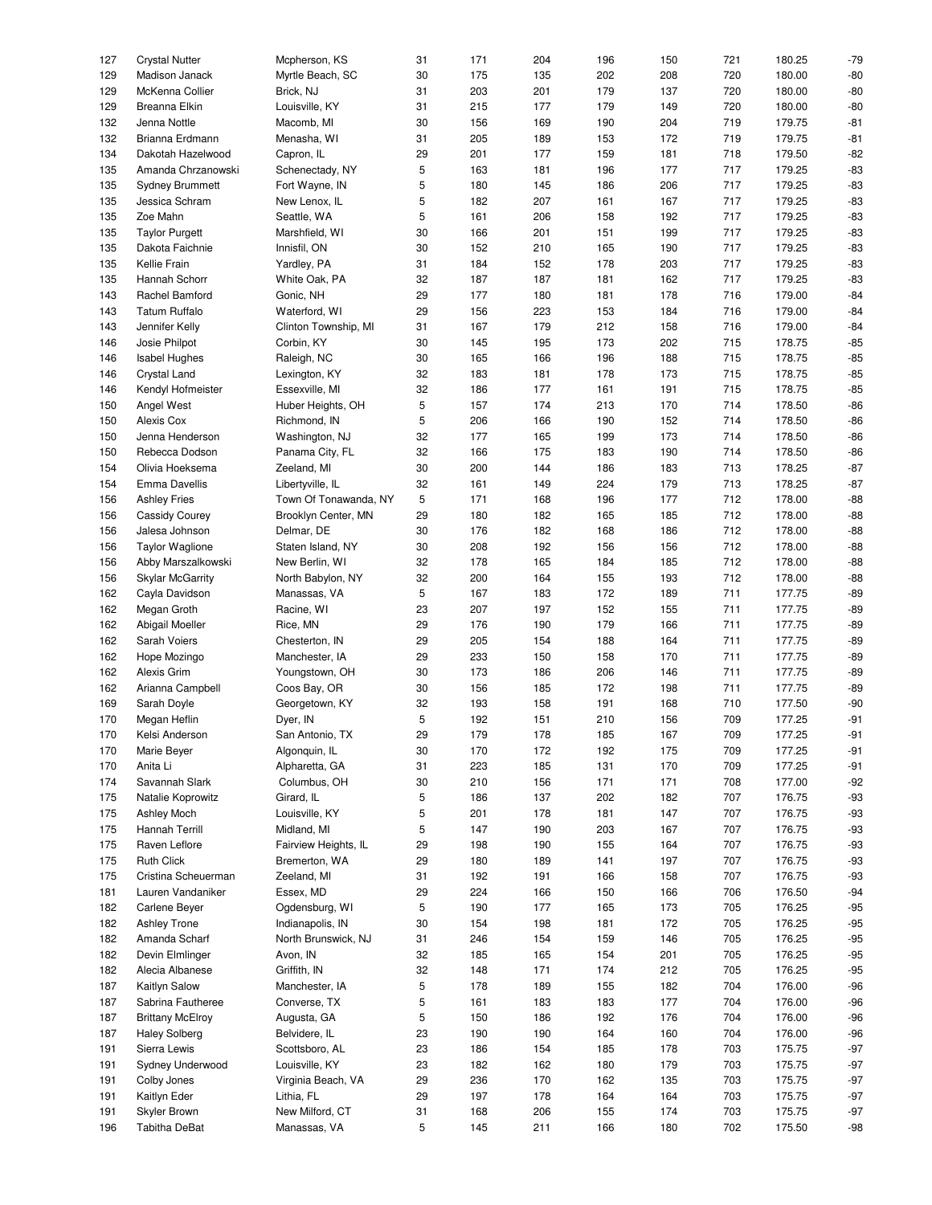| | | | | | | | | | | |
|---|---|---|---|---|---|---|---|---|---|---|
| 127 | Crystal Nutter | Mcpherson, KS | 31 | 171 | 204 | 196 | 150 | 721 | 180.25 | -79 |
| 129 | Madison Janack | Myrtle Beach, SC | 30 | 175 | 135 | 202 | 208 | 720 | 180.00 | -80 |
| 129 | McKenna Collier | Brick, NJ | 31 | 203 | 201 | 179 | 137 | 720 | 180.00 | -80 |
| 129 | Breanna Elkin | Louisville, KY | 31 | 215 | 177 | 179 | 149 | 720 | 180.00 | -80 |
| 132 | Jenna Nottle | Macomb, MI | 30 | 156 | 169 | 190 | 204 | 719 | 179.75 | -81 |
| 132 | Brianna Erdmann | Menasha, WI | 31 | 205 | 189 | 153 | 172 | 719 | 179.75 | -81 |
| 134 | Dakotah Hazelwood | Capron, IL | 29 | 201 | 177 | 159 | 181 | 718 | 179.50 | -82 |
| 135 | Amanda Chrzanowski | Schenectady, NY | 5 | 163 | 181 | 196 | 177 | 717 | 179.25 | -83 |
| 135 | Sydney Brummett | Fort Wayne, IN | 5 | 180 | 145 | 186 | 206 | 717 | 179.25 | -83 |
| 135 | Jessica Schram | New Lenox, IL | 5 | 182 | 207 | 161 | 167 | 717 | 179.25 | -83 |
| 135 | Zoe Mahn | Seattle, WA | 5 | 161 | 206 | 158 | 192 | 717 | 179.25 | -83 |
| 135 | Taylor Purgett | Marshfield, WI | 30 | 166 | 201 | 151 | 199 | 717 | 179.25 | -83 |
| 135 | Dakota Faichnie | Innisfil, ON | 30 | 152 | 210 | 165 | 190 | 717 | 179.25 | -83 |
| 135 | Kellie Frain | Yardley, PA | 31 | 184 | 152 | 178 | 203 | 717 | 179.25 | -83 |
| 135 | Hannah Schorr | White Oak, PA | 32 | 187 | 187 | 181 | 162 | 717 | 179.25 | -83 |
| 143 | Rachel Bamford | Gonic, NH | 29 | 177 | 180 | 181 | 178 | 716 | 179.00 | -84 |
| 143 | Tatum Ruffalo | Waterford, WI | 29 | 156 | 223 | 153 | 184 | 716 | 179.00 | -84 |
| 143 | Jennifer Kelly | Clinton Township, MI | 31 | 167 | 179 | 212 | 158 | 716 | 179.00 | -84 |
| 146 | Josie Philpot | Corbin, KY | 30 | 145 | 195 | 173 | 202 | 715 | 178.75 | -85 |
| 146 | Isabel Hughes | Raleigh, NC | 30 | 165 | 166 | 196 | 188 | 715 | 178.75 | -85 |
| 146 | Crystal Land | Lexington, KY | 32 | 183 | 181 | 178 | 173 | 715 | 178.75 | -85 |
| 146 | Kendyl Hofmeister | Essexville, MI | 32 | 186 | 177 | 161 | 191 | 715 | 178.75 | -85 |
| 150 | Angel West | Huber Heights, OH | 5 | 157 | 174 | 213 | 170 | 714 | 178.50 | -86 |
| 150 | Alexis Cox | Richmond, IN | 5 | 206 | 166 | 190 | 152 | 714 | 178.50 | -86 |
| 150 | Jenna Henderson | Washington, NJ | 32 | 177 | 165 | 199 | 173 | 714 | 178.50 | -86 |
| 150 | Rebecca Dodson | Panama City, FL | 32 | 166 | 175 | 183 | 190 | 714 | 178.50 | -86 |
| 154 | Olivia Hoeksema | Zeeland, MI | 30 | 200 | 144 | 186 | 183 | 713 | 178.25 | -87 |
| 154 | Emma Davellis | Libertyville, IL | 32 | 161 | 149 | 224 | 179 | 713 | 178.25 | -87 |
| 156 | Ashley Fries | Town Of Tonawanda, NY | 5 | 171 | 168 | 196 | 177 | 712 | 178.00 | -88 |
| 156 | Cassidy Courey | Brooklyn Center, MN | 29 | 180 | 182 | 165 | 185 | 712 | 178.00 | -88 |
| 156 | Jalesa Johnson | Delmar, DE | 30 | 176 | 182 | 168 | 186 | 712 | 178.00 | -88 |
| 156 | Taylor Waglione | Staten Island, NY | 30 | 208 | 192 | 156 | 156 | 712 | 178.00 | -88 |
| 156 | Abby Marszalkowski | New Berlin, WI | 32 | 178 | 165 | 184 | 185 | 712 | 178.00 | -88 |
| 156 | Skylar McGarrity | North Babylon, NY | 32 | 200 | 164 | 155 | 193 | 712 | 178.00 | -88 |
| 162 | Cayla Davidson | Manassas, VA | 5 | 167 | 183 | 172 | 189 | 711 | 177.75 | -89 |
| 162 | Megan Groth | Racine, WI | 23 | 207 | 197 | 152 | 155 | 711 | 177.75 | -89 |
| 162 | Abigail Moeller | Rice, MN | 29 | 176 | 190 | 179 | 166 | 711 | 177.75 | -89 |
| 162 | Sarah Voiers | Chesterton, IN | 29 | 205 | 154 | 188 | 164 | 711 | 177.75 | -89 |
| 162 | Hope Mozingo | Manchester, IA | 29 | 233 | 150 | 158 | 170 | 711 | 177.75 | -89 |
| 162 | Alexis Grim | Youngstown, OH | 30 | 173 | 186 | 206 | 146 | 711 | 177.75 | -89 |
| 162 | Arianna Campbell | Coos Bay, OR | 30 | 156 | 185 | 172 | 198 | 711 | 177.75 | -89 |
| 169 | Sarah Doyle | Georgetown, KY | 32 | 193 | 158 | 191 | 168 | 710 | 177.50 | -90 |
| 170 | Megan Heflin | Dyer, IN | 5 | 192 | 151 | 210 | 156 | 709 | 177.25 | -91 |
| 170 | Kelsi Anderson | San Antonio, TX | 29 | 179 | 178 | 185 | 167 | 709 | 177.25 | -91 |
| 170 | Marie Beyer | Algonquin, IL | 30 | 170 | 172 | 192 | 175 | 709 | 177.25 | -91 |
| 170 | Anita Li | Alpharetta, GA | 31 | 223 | 185 | 131 | 170 | 709 | 177.25 | -91 |
| 174 | Savannah Slark | Columbus, OH | 30 | 210 | 156 | 171 | 171 | 708 | 177.00 | -92 |
| 175 | Natalie Koprowitz | Girard, IL | 5 | 186 | 137 | 202 | 182 | 707 | 176.75 | -93 |
| 175 | Ashley Moch | Louisville, KY | 5 | 201 | 178 | 181 | 147 | 707 | 176.75 | -93 |
| 175 | Hannah Terrill | Midland, MI | 5 | 147 | 190 | 203 | 167 | 707 | 176.75 | -93 |
| 175 | Raven Leflore | Fairview Heights, IL | 29 | 198 | 190 | 155 | 164 | 707 | 176.75 | -93 |
| 175 | Ruth Click | Bremerton, WA | 29 | 180 | 189 | 141 | 197 | 707 | 176.75 | -93 |
| 175 | Cristina Scheuerman | Zeeland, MI | 31 | 192 | 191 | 166 | 158 | 707 | 176.75 | -93 |
| 181 | Lauren Vandaniker | Essex, MD | 29 | 224 | 166 | 150 | 166 | 706 | 176.50 | -94 |
| 182 | Carlene Beyer | Ogdensburg, WI | 5 | 190 | 177 | 165 | 173 | 705 | 176.25 | -95 |
| 182 | Ashley Trone | Indianapolis, IN | 30 | 154 | 198 | 181 | 172 | 705 | 176.25 | -95 |
| 182 | Amanda Scharf | North Brunswick, NJ | 31 | 246 | 154 | 159 | 146 | 705 | 176.25 | -95 |
| 182 | Devin Elmlinger | Avon, IN | 32 | 185 | 165 | 154 | 201 | 705 | 176.25 | -95 |
| 182 | Alecia Albanese | Griffith, IN | 32 | 148 | 171 | 174 | 212 | 705 | 176.25 | -95 |
| 187 | Kaitlyn Salow | Manchester, IA | 5 | 178 | 189 | 155 | 182 | 704 | 176.00 | -96 |
| 187 | Sabrina Fautheree | Converse, TX | 5 | 161 | 183 | 183 | 177 | 704 | 176.00 | -96 |
| 187 | Brittany McElroy | Augusta, GA | 5 | 150 | 186 | 192 | 176 | 704 | 176.00 | -96 |
| 187 | Haley Solberg | Belvidere, IL | 23 | 190 | 190 | 164 | 160 | 704 | 176.00 | -96 |
| 191 | Sierra Lewis | Scottsboro, AL | 23 | 186 | 154 | 185 | 178 | 703 | 175.75 | -97 |
| 191 | Sydney Underwood | Louisville, KY | 23 | 182 | 162 | 180 | 179 | 703 | 175.75 | -97 |
| 191 | Colby Jones | Virginia Beach, VA | 29 | 236 | 170 | 162 | 135 | 703 | 175.75 | -97 |
| 191 | Kaitlyn Eder | Lithia, FL | 29 | 197 | 178 | 164 | 164 | 703 | 175.75 | -97 |
| 191 | Skyler Brown | New Milford, CT | 31 | 168 | 206 | 155 | 174 | 703 | 175.75 | -97 |
| 196 | Tabitha DeBat | Manassas, VA | 5 | 145 | 211 | 166 | 180 | 702 | 175.50 | -98 |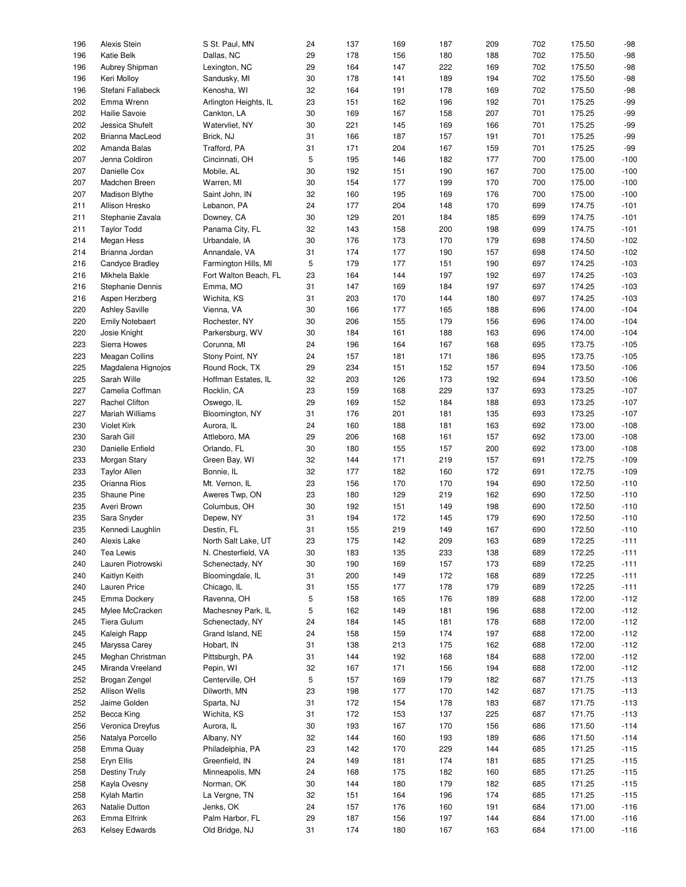| | | | | | | | | | | |
|---|---|---|---|---|---|---|---|---|---|---|
| 196 | Alexis Stein | S St. Paul, MN | 24 | 137 | 169 | 187 | 209 | 702 | 175.50 | -98 |
| 196 | Katie Belk | Dallas, NC | 29 | 178 | 156 | 180 | 188 | 702 | 175.50 | -98 |
| 196 | Aubrey Shipman | Lexington, NC | 29 | 164 | 147 | 222 | 169 | 702 | 175.50 | -98 |
| 196 | Keri Molloy | Sandusky, MI | 30 | 178 | 141 | 189 | 194 | 702 | 175.50 | -98 |
| 196 | Stefani Fallabeck | Kenosha, WI | 32 | 164 | 191 | 178 | 169 | 702 | 175.50 | -98 |
| 202 | Emma Wrenn | Arlington Heights, IL | 23 | 151 | 162 | 196 | 192 | 701 | 175.25 | -99 |
| 202 | Hailie Savoie | Cankton, LA | 30 | 169 | 167 | 158 | 207 | 701 | 175.25 | -99 |
| 202 | Jessica Shufelt | Watervliet, NY | 30 | 221 | 145 | 169 | 166 | 701 | 175.25 | -99 |
| 202 | Brianna MacLeod | Brick, NJ | 31 | 166 | 187 | 157 | 191 | 701 | 175.25 | -99 |
| 202 | Amanda Balas | Trafford, PA | 31 | 171 | 204 | 167 | 159 | 701 | 175.25 | -99 |
| 207 | Jenna Coldiron | Cincinnati, OH | 5 | 195 | 146 | 182 | 177 | 700 | 175.00 | -100 |
| 207 | Danielle Cox | Mobile, AL | 30 | 192 | 151 | 190 | 167 | 700 | 175.00 | -100 |
| 207 | Madchen Breen | Warren, MI | 30 | 154 | 177 | 199 | 170 | 700 | 175.00 | -100 |
| 207 | Madison Blythe | Saint John, IN | 32 | 160 | 195 | 169 | 176 | 700 | 175.00 | -100 |
| 211 | Allison Hresko | Lebanon, PA | 24 | 177 | 204 | 148 | 170 | 699 | 174.75 | -101 |
| 211 | Stephanie Zavala | Downey, CA | 30 | 129 | 201 | 184 | 185 | 699 | 174.75 | -101 |
| 211 | Taylor Todd | Panama City, FL | 32 | 143 | 158 | 200 | 198 | 699 | 174.75 | -101 |
| 214 | Megan Hess | Urbandale, IA | 30 | 176 | 173 | 170 | 179 | 698 | 174.50 | -102 |
| 214 | Brianna Jordan | Annandale, VA | 31 | 174 | 177 | 190 | 157 | 698 | 174.50 | -102 |
| 216 | Candyce Bradley | Farmington Hills, MI | 5 | 179 | 177 | 151 | 190 | 697 | 174.25 | -103 |
| 216 | Mikhela Bakle | Fort Walton Beach, FL | 23 | 164 | 144 | 197 | 192 | 697 | 174.25 | -103 |
| 216 | Stephanie Dennis | Emma, MO | 31 | 147 | 169 | 184 | 197 | 697 | 174.25 | -103 |
| 216 | Aspen Herzberg | Wichita, KS | 31 | 203 | 170 | 144 | 180 | 697 | 174.25 | -103 |
| 220 | Ashley Saville | Vienna, VA | 30 | 166 | 177 | 165 | 188 | 696 | 174.00 | -104 |
| 220 | Emily Notebaert | Rochester, NY | 30 | 206 | 155 | 179 | 156 | 696 | 174.00 | -104 |
| 220 | Josie Knight | Parkersburg, WV | 30 | 184 | 161 | 188 | 163 | 696 | 174.00 | -104 |
| 223 | Sierra Howes | Corunna, MI | 24 | 196 | 164 | 167 | 168 | 695 | 173.75 | -105 |
| 223 | Meagan Collins | Stony Point, NY | 24 | 157 | 181 | 171 | 186 | 695 | 173.75 | -105 |
| 225 | Magdalena Hignojos | Round Rock, TX | 29 | 234 | 151 | 152 | 157 | 694 | 173.50 | -106 |
| 225 | Sarah Wille | Hoffman Estates, IL | 32 | 203 | 126 | 173 | 192 | 694 | 173.50 | -106 |
| 227 | Camelia Coffman | Rocklin, CA | 23 | 159 | 168 | 229 | 137 | 693 | 173.25 | -107 |
| 227 | Rachel Clifton | Oswego, IL | 29 | 169 | 152 | 184 | 188 | 693 | 173.25 | -107 |
| 227 | Mariah Williams | Bloomington, NY | 31 | 176 | 201 | 181 | 135 | 693 | 173.25 | -107 |
| 230 | Violet Kirk | Aurora, IL | 24 | 160 | 188 | 181 | 163 | 692 | 173.00 | -108 |
| 230 | Sarah Gill | Attleboro, MA | 29 | 206 | 168 | 161 | 157 | 692 | 173.00 | -108 |
| 230 | Danielle Enfield | Orlando, FL | 30 | 180 | 155 | 157 | 200 | 692 | 173.00 | -108 |
| 233 | Morgan Stary | Green Bay, WI | 32 | 144 | 171 | 219 | 157 | 691 | 172.75 | -109 |
| 233 | Taylor Allen | Bonnie, IL | 32 | 177 | 182 | 160 | 172 | 691 | 172.75 | -109 |
| 235 | Orianna Rios | Mt. Vernon, IL | 23 | 156 | 170 | 170 | 194 | 690 | 172.50 | -110 |
| 235 | Shaune Pine | Aweres Twp, ON | 23 | 180 | 129 | 219 | 162 | 690 | 172.50 | -110 |
| 235 | Averi Brown | Columbus, OH | 30 | 192 | 151 | 149 | 198 | 690 | 172.50 | -110 |
| 235 | Sara Snyder | Depew, NY | 31 | 194 | 172 | 145 | 179 | 690 | 172.50 | -110 |
| 235 | Kennedi Laughlin | Destin, FL | 31 | 155 | 219 | 149 | 167 | 690 | 172.50 | -110 |
| 240 | Alexis Lake | North Salt Lake, UT | 23 | 175 | 142 | 209 | 163 | 689 | 172.25 | -111 |
| 240 | Tea Lewis | N. Chesterfield, VA | 30 | 183 | 135 | 233 | 138 | 689 | 172.25 | -111 |
| 240 | Lauren Piotrowski | Schenectady, NY | 30 | 190 | 169 | 157 | 173 | 689 | 172.25 | -111 |
| 240 | Kaitlyn Keith | Bloomingdale, IL | 31 | 200 | 149 | 172 | 168 | 689 | 172.25 | -111 |
| 240 | Lauren Price | Chicago, IL | 31 | 155 | 177 | 178 | 179 | 689 | 172.25 | -111 |
| 245 | Emma Dockery | Ravenna, OH | 5 | 158 | 165 | 176 | 189 | 688 | 172.00 | -112 |
| 245 | Mylee McCracken | Machesney Park, IL | 5 | 162 | 149 | 181 | 196 | 688 | 172.00 | -112 |
| 245 | Tiera Gulum | Schenectady, NY | 24 | 184 | 145 | 181 | 178 | 688 | 172.00 | -112 |
| 245 | Kaleigh Rapp | Grand Island, NE | 24 | 158 | 159 | 174 | 197 | 688 | 172.00 | -112 |
| 245 | Maryssa Carey | Hobart, IN | 31 | 138 | 213 | 175 | 162 | 688 | 172.00 | -112 |
| 245 | Meghan Christman | Pittsburgh, PA | 31 | 144 | 192 | 168 | 184 | 688 | 172.00 | -112 |
| 245 | Miranda Vreeland | Pepin, WI | 32 | 167 | 171 | 156 | 194 | 688 | 172.00 | -112 |
| 252 | Brogan Zengel | Centerville, OH | 5 | 157 | 169 | 179 | 182 | 687 | 171.75 | -113 |
| 252 | Allison Wells | Dilworth, MN | 23 | 198 | 177 | 170 | 142 | 687 | 171.75 | -113 |
| 252 | Jaime Golden | Sparta, NJ | 31 | 172 | 154 | 178 | 183 | 687 | 171.75 | -113 |
| 252 | Becca King | Wichita, KS | 31 | 172 | 153 | 137 | 225 | 687 | 171.75 | -113 |
| 256 | Veronica Dreyfus | Aurora, IL | 30 | 193 | 167 | 170 | 156 | 686 | 171.50 | -114 |
| 256 | Natalya Porcello | Albany, NY | 32 | 144 | 160 | 193 | 189 | 686 | 171.50 | -114 |
| 258 | Emma Quay | Philadelphia, PA | 23 | 142 | 170 | 229 | 144 | 685 | 171.25 | -115 |
| 258 | Eryn Ellis | Greenfield, IN | 24 | 149 | 181 | 174 | 181 | 685 | 171.25 | -115 |
| 258 | Destiny Truly | Minneapolis, MN | 24 | 168 | 175 | 182 | 160 | 685 | 171.25 | -115 |
| 258 | Kayla Ovesny | Norman, OK | 30 | 144 | 180 | 179 | 182 | 685 | 171.25 | -115 |
| 258 | Kylah Martin | La Vergne, TN | 32 | 151 | 164 | 196 | 174 | 685 | 171.25 | -115 |
| 263 | Natalie Dutton | Jenks, OK | 24 | 157 | 176 | 160 | 191 | 684 | 171.00 | -116 |
| 263 | Emma Elfrink | Palm Harbor, FL | 29 | 187 | 156 | 197 | 144 | 684 | 171.00 | -116 |
| 263 | Kelsey Edwards | Old Bridge, NJ | 31 | 174 | 180 | 167 | 163 | 684 | 171.00 | -116 |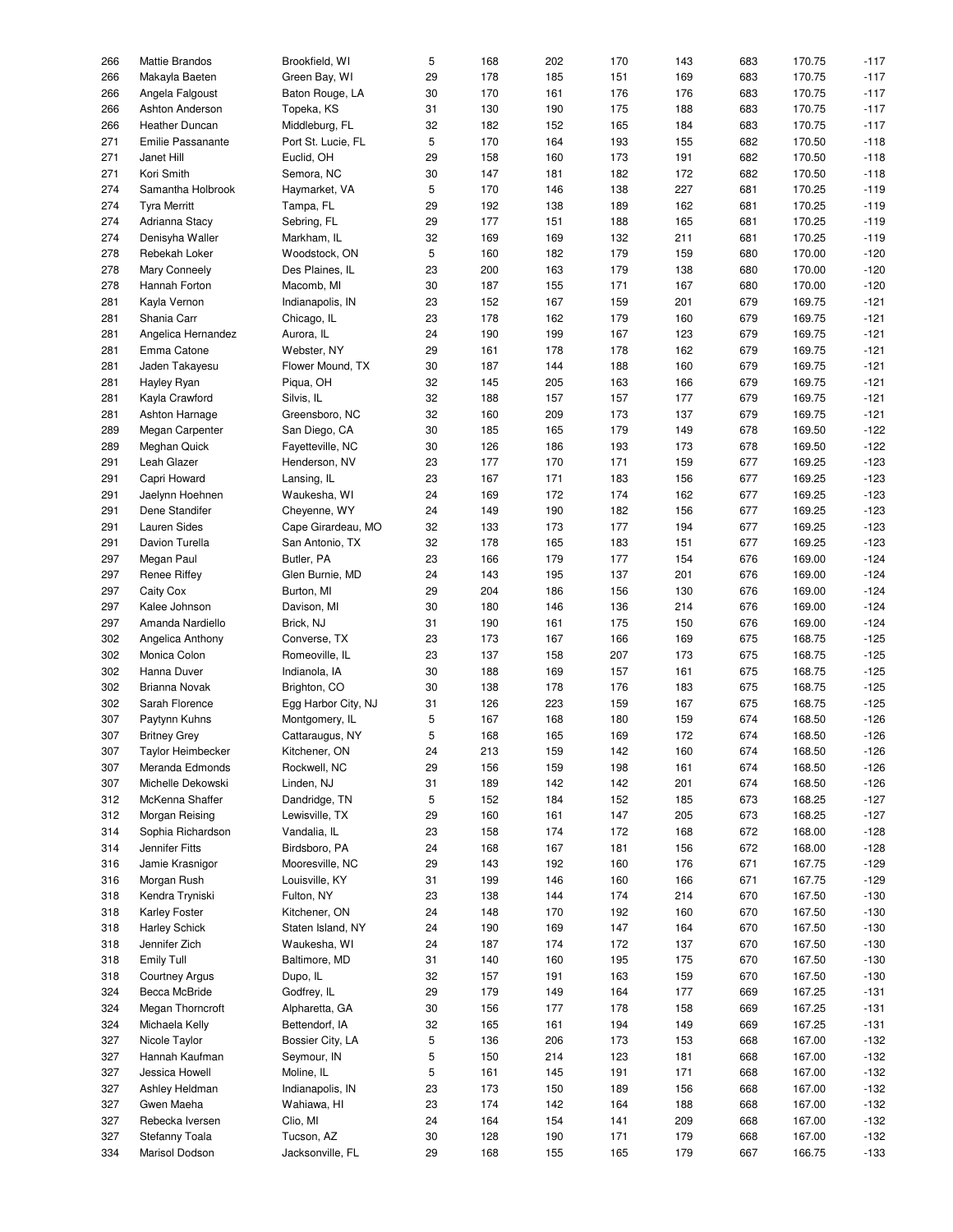| | | | | | | | | | | |
|---|---|---|---|---|---|---|---|---|---|---|
| 266 | Mattie Brandos | Brookfield, WI | 5 | 168 | 202 | 170 | 143 | 683 | 170.75 | -117 |
| 266 | Makayla Baeten | Green Bay, WI | 29 | 178 | 185 | 151 | 169 | 683 | 170.75 | -117 |
| 266 | Angela Falgoust | Baton Rouge, LA | 30 | 170 | 161 | 176 | 176 | 683 | 170.75 | -117 |
| 266 | Ashton Anderson | Topeka, KS | 31 | 130 | 190 | 175 | 188 | 683 | 170.75 | -117 |
| 266 | Heather Duncan | Middleburg, FL | 32 | 182 | 152 | 165 | 184 | 683 | 170.75 | -117 |
| 271 | Emilie Passanante | Port St. Lucie, FL | 5 | 170 | 164 | 193 | 155 | 682 | 170.50 | -118 |
| 271 | Janet Hill | Euclid, OH | 29 | 158 | 160 | 173 | 191 | 682 | 170.50 | -118 |
| 271 | Kori Smith | Semora, NC | 30 | 147 | 181 | 182 | 172 | 682 | 170.50 | -118 |
| 274 | Samantha Holbrook | Haymarket, VA | 5 | 170 | 146 | 138 | 227 | 681 | 170.25 | -119 |
| 274 | Tyra Merritt | Tampa, FL | 29 | 192 | 138 | 189 | 162 | 681 | 170.25 | -119 |
| 274 | Adrianna Stacy | Sebring, FL | 29 | 177 | 151 | 188 | 165 | 681 | 170.25 | -119 |
| 274 | Denisyha Waller | Markham, IL | 32 | 169 | 169 | 132 | 211 | 681 | 170.25 | -119 |
| 278 | Rebekah Loker | Woodstock, ON | 5 | 160 | 182 | 179 | 159 | 680 | 170.00 | -120 |
| 278 | Mary Conneely | Des Plaines, IL | 23 | 200 | 163 | 179 | 138 | 680 | 170.00 | -120 |
| 278 | Hannah Forton | Macomb, MI | 30 | 187 | 155 | 171 | 167 | 680 | 170.00 | -120 |
| 281 | Kayla Vernon | Indianapolis, IN | 23 | 152 | 167 | 159 | 201 | 679 | 169.75 | -121 |
| 281 | Shania Carr | Chicago, IL | 23 | 178 | 162 | 179 | 160 | 679 | 169.75 | -121 |
| 281 | Angelica Hernandez | Aurora, IL | 24 | 190 | 199 | 167 | 123 | 679 | 169.75 | -121 |
| 281 | Emma Catone | Webster, NY | 29 | 161 | 178 | 178 | 162 | 679 | 169.75 | -121 |
| 281 | Jaden Takayesu | Flower Mound, TX | 30 | 187 | 144 | 188 | 160 | 679 | 169.75 | -121 |
| 281 | Hayley Ryan | Piqua, OH | 32 | 145 | 205 | 163 | 166 | 679 | 169.75 | -121 |
| 281 | Kayla Crawford | Silvis, IL | 32 | 188 | 157 | 157 | 177 | 679 | 169.75 | -121 |
| 281 | Ashton Harnage | Greensboro, NC | 32 | 160 | 209 | 173 | 137 | 679 | 169.75 | -121 |
| 289 | Megan Carpenter | San Diego, CA | 30 | 185 | 165 | 179 | 149 | 678 | 169.50 | -122 |
| 289 | Meghan Quick | Fayetteville, NC | 30 | 126 | 186 | 193 | 173 | 678 | 169.50 | -122 |
| 291 | Leah Glazer | Henderson, NV | 23 | 177 | 170 | 171 | 159 | 677 | 169.25 | -123 |
| 291 | Capri Howard | Lansing, IL | 23 | 167 | 171 | 183 | 156 | 677 | 169.25 | -123 |
| 291 | Jaelynn Hoehnen | Waukesha, WI | 24 | 169 | 172 | 174 | 162 | 677 | 169.25 | -123 |
| 291 | Dene Standifer | Cheyenne, WY | 24 | 149 | 190 | 182 | 156 | 677 | 169.25 | -123 |
| 291 | Lauren Sides | Cape Girardeau, MO | 32 | 133 | 173 | 177 | 194 | 677 | 169.25 | -123 |
| 291 | Davion Turella | San Antonio, TX | 32 | 178 | 165 | 183 | 151 | 677 | 169.25 | -123 |
| 297 | Megan Paul | Butler, PA | 23 | 166 | 179 | 177 | 154 | 676 | 169.00 | -124 |
| 297 | Renee Riffey | Glen Burnie, MD | 24 | 143 | 195 | 137 | 201 | 676 | 169.00 | -124 |
| 297 | Caity Cox | Burton, MI | 29 | 204 | 186 | 156 | 130 | 676 | 169.00 | -124 |
| 297 | Kalee Johnson | Davison, MI | 30 | 180 | 146 | 136 | 214 | 676 | 169.00 | -124 |
| 297 | Amanda Nardiello | Brick, NJ | 31 | 190 | 161 | 175 | 150 | 676 | 169.00 | -124 |
| 302 | Angelica Anthony | Converse, TX | 23 | 173 | 167 | 166 | 169 | 675 | 168.75 | -125 |
| 302 | Monica Colon | Romeoville, IL | 23 | 137 | 158 | 207 | 173 | 675 | 168.75 | -125 |
| 302 | Hanna Duver | Indianola, IA | 30 | 188 | 169 | 157 | 161 | 675 | 168.75 | -125 |
| 302 | Brianna Novak | Brighton, CO | 30 | 138 | 178 | 176 | 183 | 675 | 168.75 | -125 |
| 302 | Sarah Florence | Egg Harbor City, NJ | 31 | 126 | 223 | 159 | 167 | 675 | 168.75 | -125 |
| 307 | Paytynn Kuhns | Montgomery, IL | 5 | 167 | 168 | 180 | 159 | 674 | 168.50 | -126 |
| 307 | Britney Grey | Cattaraugus, NY | 5 | 168 | 165 | 169 | 172 | 674 | 168.50 | -126 |
| 307 | Taylor Heimbecker | Kitchener, ON | 24 | 213 | 159 | 142 | 160 | 674 | 168.50 | -126 |
| 307 | Meranda Edmonds | Rockwell, NC | 29 | 156 | 159 | 198 | 161 | 674 | 168.50 | -126 |
| 307 | Michelle Dekowski | Linden, NJ | 31 | 189 | 142 | 142 | 201 | 674 | 168.50 | -126 |
| 312 | McKenna Shaffer | Dandridge, TN | 5 | 152 | 184 | 152 | 185 | 673 | 168.25 | -127 |
| 312 | Morgan Reising | Lewisville, TX | 29 | 160 | 161 | 147 | 205 | 673 | 168.25 | -127 |
| 314 | Sophia Richardson | Vandalia, IL | 23 | 158 | 174 | 172 | 168 | 672 | 168.00 | -128 |
| 314 | Jennifer Fitts | Birdsboro, PA | 24 | 168 | 167 | 181 | 156 | 672 | 168.00 | -128 |
| 316 | Jamie Krasnigor | Mooresville, NC | 29 | 143 | 192 | 160 | 176 | 671 | 167.75 | -129 |
| 316 | Morgan Rush | Louisville, KY | 31 | 199 | 146 | 160 | 166 | 671 | 167.75 | -129 |
| 318 | Kendra Tryniski | Fulton, NY | 23 | 138 | 144 | 174 | 214 | 670 | 167.50 | -130 |
| 318 | Karley Foster | Kitchener, ON | 24 | 148 | 170 | 192 | 160 | 670 | 167.50 | -130 |
| 318 | Harley Schick | Staten Island, NY | 24 | 190 | 169 | 147 | 164 | 670 | 167.50 | -130 |
| 318 | Jennifer Zich | Waukesha, WI | 24 | 187 | 174 | 172 | 137 | 670 | 167.50 | -130 |
| 318 | Emily Tull | Baltimore, MD | 31 | 140 | 160 | 195 | 175 | 670 | 167.50 | -130 |
| 318 | Courtney Argus | Dupo, IL | 32 | 157 | 191 | 163 | 159 | 670 | 167.50 | -130 |
| 324 | Becca McBride | Godfrey, IL | 29 | 179 | 149 | 164 | 177 | 669 | 167.25 | -131 |
| 324 | Megan Thorncroft | Alpharetta, GA | 30 | 156 | 177 | 178 | 158 | 669 | 167.25 | -131 |
| 324 | Michaela Kelly | Bettendorf, IA | 32 | 165 | 161 | 194 | 149 | 669 | 167.25 | -131 |
| 327 | Nicole Taylor | Bossier City, LA | 5 | 136 | 206 | 173 | 153 | 668 | 167.00 | -132 |
| 327 | Hannah Kaufman | Seymour, IN | 5 | 150 | 214 | 123 | 181 | 668 | 167.00 | -132 |
| 327 | Jessica Howell | Moline, IL | 5 | 161 | 145 | 191 | 171 | 668 | 167.00 | -132 |
| 327 | Ashley Heldman | Indianapolis, IN | 23 | 173 | 150 | 189 | 156 | 668 | 167.00 | -132 |
| 327 | Gwen Maeha | Wahiawa, HI | 23 | 174 | 142 | 164 | 188 | 668 | 167.00 | -132 |
| 327 | Rebecka Iversen | Clio, MI | 24 | 164 | 154 | 141 | 209 | 668 | 167.00 | -132 |
| 327 | Stefanny Toala | Tucson, AZ | 30 | 128 | 190 | 171 | 179 | 668 | 167.00 | -132 |
| 334 | Marisol Dodson | Jacksonville, FL | 29 | 168 | 155 | 165 | 179 | 667 | 166.75 | -133 |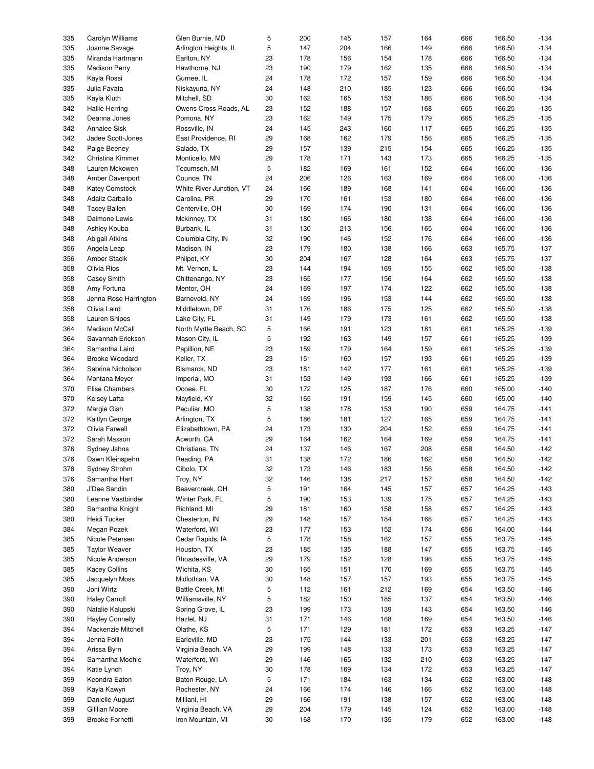| | | | | | | | | | | |
|---|---|---|---|---|---|---|---|---|---|---|
| 335 | Carolyn Williams | Glen Burnie, MD | 5 | 200 | 145 | 157 | 164 | 666 | 166.50 | -134 |
| 335 | Joanne Savage | Arlington Heights, IL | 5 | 147 | 204 | 166 | 149 | 666 | 166.50 | -134 |
| 335 | Miranda Hartmann | Earlton, NY | 23 | 178 | 156 | 154 | 178 | 666 | 166.50 | -134 |
| 335 | Madison Perry | Hawthorne, NJ | 23 | 190 | 179 | 162 | 135 | 666 | 166.50 | -134 |
| 335 | Kayla Rossi | Gurnee, IL | 24 | 178 | 172 | 157 | 159 | 666 | 166.50 | -134 |
| 335 | Julia Favata | Niskayuna, NY | 24 | 148 | 210 | 185 | 123 | 666 | 166.50 | -134 |
| 335 | Kayla Kluth | Mitchell, SD | 30 | 162 | 165 | 153 | 186 | 666 | 166.50 | -134 |
| 342 | Hallie Herring | Owens Cross Roads, AL | 23 | 152 | 188 | 157 | 168 | 665 | 166.25 | -135 |
| 342 | Deanna Jones | Pomona, NY | 23 | 162 | 149 | 175 | 179 | 665 | 166.25 | -135 |
| 342 | Annalee Sisk | Rossville, IN | 24 | 145 | 243 | 160 | 117 | 665 | 166.25 | -135 |
| 342 | Jadee Scott-Jones | East Providence, RI | 29 | 168 | 162 | 179 | 156 | 665 | 166.25 | -135 |
| 342 | Paige Beeney | Salado, TX | 29 | 157 | 139 | 215 | 154 | 665 | 166.25 | -135 |
| 342 | Christina Kimmer | Monticello, MN | 29 | 178 | 171 | 143 | 173 | 665 | 166.25 | -135 |
| 348 | Lauren Mckowen | Tecumseh, MI | 5 | 182 | 169 | 161 | 152 | 664 | 166.00 | -136 |
| 348 | Amber Davenport | Counce, TN | 24 | 206 | 126 | 163 | 169 | 664 | 166.00 | -136 |
| 348 | Katey Comstock | White River Junction, VT | 24 | 166 | 189 | 168 | 141 | 664 | 166.00 | -136 |
| 348 | Adaliz Carballo | Carolina, PR | 29 | 170 | 161 | 153 | 180 | 664 | 166.00 | -136 |
| 348 | Tacey Ballen | Centerville, OH | 30 | 169 | 174 | 190 | 131 | 664 | 166.00 | -136 |
| 348 | Daimone Lewis | Mckinney, TX | 31 | 180 | 166 | 180 | 138 | 664 | 166.00 | -136 |
| 348 | Ashley Kouba | Burbank, IL | 31 | 130 | 213 | 156 | 165 | 664 | 166.00 | -136 |
| 348 | Abigail Atkins | Columbia City, IN | 32 | 190 | 146 | 152 | 176 | 664 | 166.00 | -136 |
| 356 | Angela Leap | Madison, IN | 23 | 179 | 180 | 138 | 166 | 663 | 165.75 | -137 |
| 356 | Amber Stacik | Philpot, KY | 30 | 204 | 167 | 128 | 164 | 663 | 165.75 | -137 |
| 358 | Olivia Rios | Mt. Vernon, IL | 23 | 144 | 194 | 169 | 155 | 662 | 165.50 | -138 |
| 358 | Casey Smith | Chittenango, NY | 23 | 165 | 177 | 156 | 164 | 662 | 165.50 | -138 |
| 358 | Amy Fortuna | Mentor, OH | 24 | 169 | 197 | 174 | 122 | 662 | 165.50 | -138 |
| 358 | Jenna Rose Harrington | Barneveld, NY | 24 | 169 | 196 | 153 | 144 | 662 | 165.50 | -138 |
| 358 | Olivia Laird | Middletown, DE | 31 | 176 | 186 | 175 | 125 | 662 | 165.50 | -138 |
| 358 | Lauren Snipes | Lake City, FL | 31 | 149 | 179 | 173 | 161 | 662 | 165.50 | -138 |
| 364 | Madison McCall | North Myrtle Beach, SC | 5 | 166 | 191 | 123 | 181 | 661 | 165.25 | -139 |
| 364 | Savannah Erickson | Mason City, IL | 5 | 192 | 163 | 149 | 157 | 661 | 165.25 | -139 |
| 364 | Samantha Laird | Papillion, NE | 23 | 159 | 179 | 164 | 159 | 661 | 165.25 | -139 |
| 364 | Brooke Woodard | Keller, TX | 23 | 151 | 160 | 157 | 193 | 661 | 165.25 | -139 |
| 364 | Sabrina Nicholson | Bismarck, ND | 23 | 181 | 142 | 177 | 161 | 661 | 165.25 | -139 |
| 364 | Montana Meyer | Imperial, MO | 31 | 153 | 149 | 193 | 166 | 661 | 165.25 | -139 |
| 370 | Elise Chambers | Ocoee, FL | 30 | 172 | 125 | 187 | 176 | 660 | 165.00 | -140 |
| 370 | Kelsey Latta | Mayfield, KY | 32 | 165 | 191 | 159 | 145 | 660 | 165.00 | -140 |
| 372 | Margie Gish | Peculiar, MO | 5 | 138 | 178 | 153 | 190 | 659 | 164.75 | -141 |
| 372 | Kaitlyn George | Arlington, TX | 5 | 186 | 181 | 127 | 165 | 659 | 164.75 | -141 |
| 372 | Olivia Farwell | Elizabethtown, PA | 24 | 173 | 130 | 204 | 152 | 659 | 164.75 | -141 |
| 372 | Sarah Maxson | Acworth, GA | 29 | 164 | 162 | 164 | 169 | 659 | 164.75 | -141 |
| 376 | Sydney Jahns | Christiana, TN | 24 | 137 | 146 | 167 | 208 | 658 | 164.50 | -142 |
| 376 | Dawn Kleinspehn | Reading, PA | 31 | 138 | 172 | 186 | 162 | 658 | 164.50 | -142 |
| 376 | Sydney Strohm | Cibolo, TX | 32 | 173 | 146 | 183 | 156 | 658 | 164.50 | -142 |
| 376 | Samantha Hart | Troy, NY | 32 | 146 | 138 | 217 | 157 | 658 | 164.50 | -142 |
| 380 | J'Dee Sandin | Beavercreek, OH | 5 | 191 | 164 | 145 | 157 | 657 | 164.25 | -143 |
| 380 | Leanne Vastbinder | Winter Park, FL | 5 | 190 | 153 | 139 | 175 | 657 | 164.25 | -143 |
| 380 | Samantha Knight | Richland, MI | 29 | 181 | 160 | 158 | 158 | 657 | 164.25 | -143 |
| 380 | Heidi Tucker | Chesterton, IN | 29 | 148 | 157 | 184 | 168 | 657 | 164.25 | -143 |
| 384 | Megan Pozek | Waterford, WI | 23 | 177 | 153 | 152 | 174 | 656 | 164.00 | -144 |
| 385 | Nicole Petersen | Cedar Rapids, IA | 5 | 178 | 158 | 162 | 157 | 655 | 163.75 | -145 |
| 385 | Taylor Weaver | Houston, TX | 23 | 185 | 135 | 188 | 147 | 655 | 163.75 | -145 |
| 385 | Nicole Anderson | Rhoadesville, VA | 29 | 179 | 152 | 128 | 196 | 655 | 163.75 | -145 |
| 385 | Kacey Collins | Wichita, KS | 30 | 165 | 151 | 170 | 169 | 655 | 163.75 | -145 |
| 385 | Jacquelyn Moss | Midlothian, VA | 30 | 148 | 157 | 157 | 193 | 655 | 163.75 | -145 |
| 390 | Joni Wirtz | Battle Creek, MI | 5 | 112 | 161 | 212 | 169 | 654 | 163.50 | -146 |
| 390 | Haley Carroll | Williamsville, NY | 5 | 182 | 150 | 185 | 137 | 654 | 163.50 | -146 |
| 390 | Natalie Kalupski | Spring Grove, IL | 23 | 199 | 173 | 139 | 143 | 654 | 163.50 | -146 |
| 390 | Hayley Connelly | Hazlet, NJ | 31 | 171 | 146 | 168 | 169 | 654 | 163.50 | -146 |
| 394 | Mackenzie Mitchell | Olathe, KS | 5 | 171 | 129 | 181 | 172 | 653 | 163.25 | -147 |
| 394 | Jenna Follin | Earleville, MD | 23 | 175 | 144 | 133 | 201 | 653 | 163.25 | -147 |
| 394 | Arissa Byrn | Virginia Beach, VA | 29 | 199 | 148 | 133 | 173 | 653 | 163.25 | -147 |
| 394 | Samantha Moehle | Waterford, WI | 29 | 146 | 165 | 132 | 210 | 653 | 163.25 | -147 |
| 394 | Katie Lynch | Troy, NY | 30 | 178 | 169 | 134 | 172 | 653 | 163.25 | -147 |
| 399 | Keondra Eaton | Baton Rouge, LA | 5 | 171 | 184 | 163 | 134 | 652 | 163.00 | -148 |
| 399 | Kayla Kawyn | Rochester, NY | 24 | 166 | 174 | 146 | 166 | 652 | 163.00 | -148 |
| 399 | Danielle August | Mililani, HI | 29 | 166 | 191 | 138 | 157 | 652 | 163.00 | -148 |
| 399 | Gilllian Moore | Virginia Beach, VA | 29 | 204 | 179 | 145 | 124 | 652 | 163.00 | -148 |
| 399 | Brooke Fornetti | Iron Mountain, MI | 30 | 168 | 170 | 135 | 179 | 652 | 163.00 | -148 |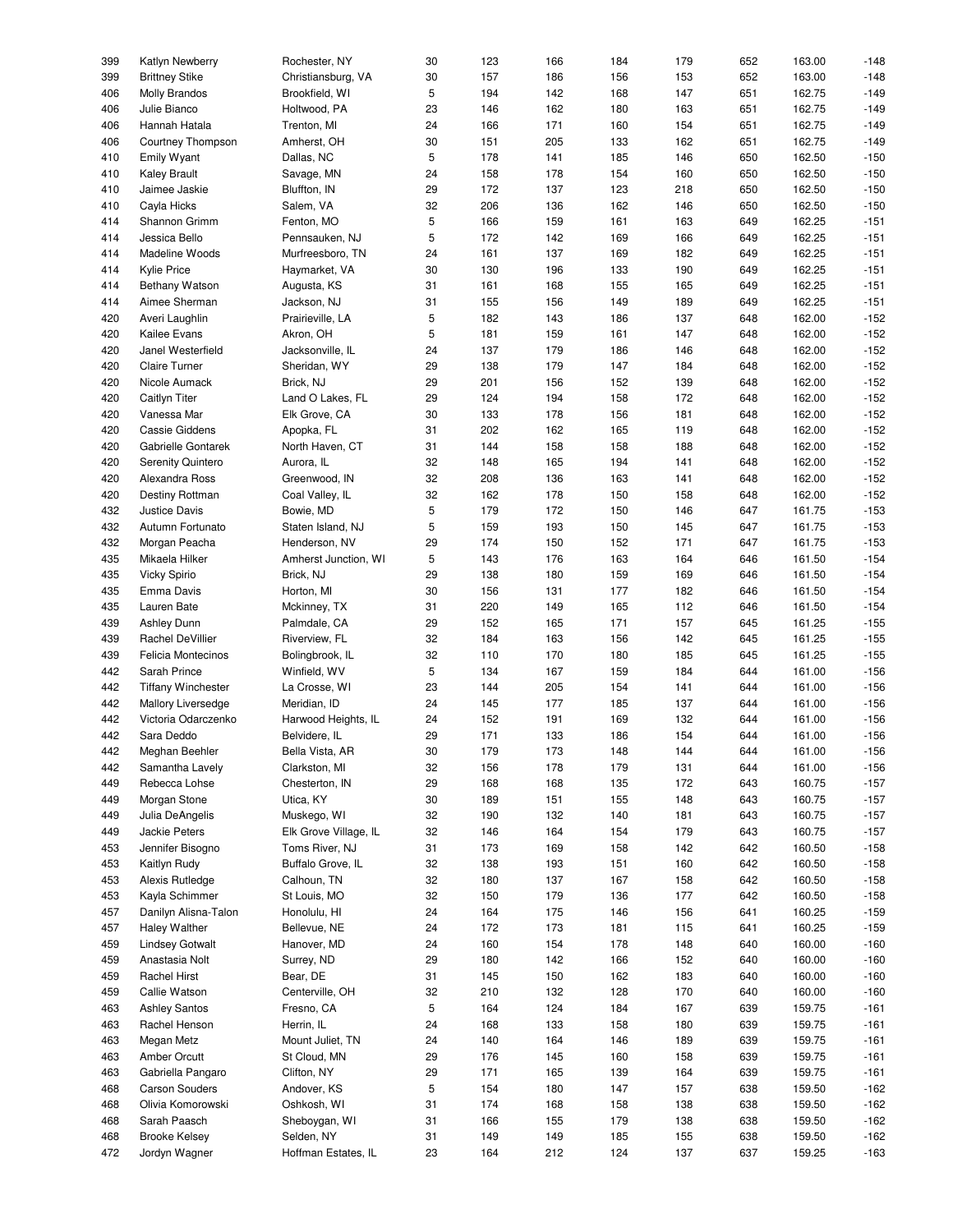| | | | | | | | | | | |
|---|---|---|---|---|---|---|---|---|---|---|
| 399 | Katlyn Newberry | Rochester, NY | 30 | 123 | 166 | 184 | 179 | 652 | 163.00 | -148 |
| 399 | Brittney Stike | Christiansburg, VA | 30 | 157 | 186 | 156 | 153 | 652 | 163.00 | -148 |
| 406 | Molly Brandos | Brookfield, WI | 5 | 194 | 142 | 168 | 147 | 651 | 162.75 | -149 |
| 406 | Julie Bianco | Holtwood, PA | 23 | 146 | 162 | 180 | 163 | 651 | 162.75 | -149 |
| 406 | Hannah Hatala | Trenton, MI | 24 | 166 | 171 | 160 | 154 | 651 | 162.75 | -149 |
| 406 | Courtney Thompson | Amherst, OH | 30 | 151 | 205 | 133 | 162 | 651 | 162.75 | -149 |
| 410 | Emily Wyant | Dallas, NC | 5 | 178 | 141 | 185 | 146 | 650 | 162.50 | -150 |
| 410 | Kaley Brault | Savage, MN | 24 | 158 | 178 | 154 | 160 | 650 | 162.50 | -150 |
| 410 | Jaimee Jaskie | Bluffton, IN | 29 | 172 | 137 | 123 | 218 | 650 | 162.50 | -150 |
| 410 | Cayla Hicks | Salem, VA | 32 | 206 | 136 | 162 | 146 | 650 | 162.50 | -150 |
| 414 | Shannon Grimm | Fenton, MO | 5 | 166 | 159 | 161 | 163 | 649 | 162.25 | -151 |
| 414 | Jessica Bello | Pennsauken, NJ | 5 | 172 | 142 | 169 | 166 | 649 | 162.25 | -151 |
| 414 | Madeline Woods | Murfreesboro, TN | 24 | 161 | 137 | 169 | 182 | 649 | 162.25 | -151 |
| 414 | Kylie Price | Haymarket, VA | 30 | 130 | 196 | 133 | 190 | 649 | 162.25 | -151 |
| 414 | Bethany Watson | Augusta, KS | 31 | 161 | 168 | 155 | 165 | 649 | 162.25 | -151 |
| 414 | Aimee Sherman | Jackson, NJ | 31 | 155 | 156 | 149 | 189 | 649 | 162.25 | -151 |
| 420 | Averi Laughlin | Prairieville, LA | 5 | 182 | 143 | 186 | 137 | 648 | 162.00 | -152 |
| 420 | Kailee Evans | Akron, OH | 5 | 181 | 159 | 161 | 147 | 648 | 162.00 | -152 |
| 420 | Janel Westerfield | Jacksonville, IL | 24 | 137 | 179 | 186 | 146 | 648 | 162.00 | -152 |
| 420 | Claire Turner | Sheridan, WY | 29 | 138 | 179 | 147 | 184 | 648 | 162.00 | -152 |
| 420 | Nicole Aumack | Brick, NJ | 29 | 201 | 156 | 152 | 139 | 648 | 162.00 | -152 |
| 420 | Caitlyn Titer | Land O Lakes, FL | 29 | 124 | 194 | 158 | 172 | 648 | 162.00 | -152 |
| 420 | Vanessa Mar | Elk Grove, CA | 30 | 133 | 178 | 156 | 181 | 648 | 162.00 | -152 |
| 420 | Cassie Giddens | Apopka, FL | 31 | 202 | 162 | 165 | 119 | 648 | 162.00 | -152 |
| 420 | Gabrielle Gontarek | North Haven, CT | 31 | 144 | 158 | 158 | 188 | 648 | 162.00 | -152 |
| 420 | Serenity Quintero | Aurora, IL | 32 | 148 | 165 | 194 | 141 | 648 | 162.00 | -152 |
| 420 | Alexandra Ross | Greenwood, IN | 32 | 208 | 136 | 163 | 141 | 648 | 162.00 | -152 |
| 420 | Destiny Rottman | Coal Valley, IL | 32 | 162 | 178 | 150 | 158 | 648 | 162.00 | -152 |
| 432 | Justice Davis | Bowie, MD | 5 | 179 | 172 | 150 | 146 | 647 | 161.75 | -153 |
| 432 | Autumn Fortunato | Staten Island, NJ | 5 | 159 | 193 | 150 | 145 | 647 | 161.75 | -153 |
| 432 | Morgan Peacha | Henderson, NV | 29 | 174 | 150 | 152 | 171 | 647 | 161.75 | -153 |
| 435 | Mikaela Hilker | Amherst Junction, WI | 5 | 143 | 176 | 163 | 164 | 646 | 161.50 | -154 |
| 435 | Vicky Spirio | Brick, NJ | 29 | 138 | 180 | 159 | 169 | 646 | 161.50 | -154 |
| 435 | Emma Davis | Horton, MI | 30 | 156 | 131 | 177 | 182 | 646 | 161.50 | -154 |
| 435 | Lauren Bate | Mckinney, TX | 31 | 220 | 149 | 165 | 112 | 646 | 161.50 | -154 |
| 439 | Ashley Dunn | Palmdale, CA | 29 | 152 | 165 | 171 | 157 | 645 | 161.25 | -155 |
| 439 | Rachel DeVillier | Riverview, FL | 32 | 184 | 163 | 156 | 142 | 645 | 161.25 | -155 |
| 439 | Felicia Montecinos | Bolingbrook, IL | 32 | 110 | 170 | 180 | 185 | 645 | 161.25 | -155 |
| 442 | Sarah Prince | Winfield, WV | 5 | 134 | 167 | 159 | 184 | 644 | 161.00 | -156 |
| 442 | Tiffany Winchester | La Crosse, WI | 23 | 144 | 205 | 154 | 141 | 644 | 161.00 | -156 |
| 442 | Mallory Liversedge | Meridian, ID | 24 | 145 | 177 | 185 | 137 | 644 | 161.00 | -156 |
| 442 | Victoria Odarczenko | Harwood Heights, IL | 24 | 152 | 191 | 169 | 132 | 644 | 161.00 | -156 |
| 442 | Sara Deddo | Belvidere, IL | 29 | 171 | 133 | 186 | 154 | 644 | 161.00 | -156 |
| 442 | Meghan Beehler | Bella Vista, AR | 30 | 179 | 173 | 148 | 144 | 644 | 161.00 | -156 |
| 442 | Samantha Lavely | Clarkston, MI | 32 | 156 | 178 | 179 | 131 | 644 | 161.00 | -156 |
| 449 | Rebecca Lohse | Chesterton, IN | 29 | 168 | 168 | 135 | 172 | 643 | 160.75 | -157 |
| 449 | Morgan Stone | Utica, KY | 30 | 189 | 151 | 155 | 148 | 643 | 160.75 | -157 |
| 449 | Julia DeAngelis | Muskego, WI | 32 | 190 | 132 | 140 | 181 | 643 | 160.75 | -157 |
| 449 | Jackie Peters | Elk Grove Village, IL | 32 | 146 | 164 | 154 | 179 | 643 | 160.75 | -157 |
| 453 | Jennifer Bisogno | Toms River, NJ | 31 | 173 | 169 | 158 | 142 | 642 | 160.50 | -158 |
| 453 | Kaitlyn Rudy | Buffalo Grove, IL | 32 | 138 | 193 | 151 | 160 | 642 | 160.50 | -158 |
| 453 | Alexis Rutledge | Calhoun, TN | 32 | 180 | 137 | 167 | 158 | 642 | 160.50 | -158 |
| 453 | Kayla Schimmer | St Louis, MO | 32 | 150 | 179 | 136 | 177 | 642 | 160.50 | -158 |
| 457 | Danilyn Alisna-Talon | Honolulu, HI | 24 | 164 | 175 | 146 | 156 | 641 | 160.25 | -159 |
| 457 | Haley Walther | Bellevue, NE | 24 | 172 | 173 | 181 | 115 | 641 | 160.25 | -159 |
| 459 | Lindsey Gotwalt | Hanover, MD | 24 | 160 | 154 | 178 | 148 | 640 | 160.00 | -160 |
| 459 | Anastasia Nolt | Surrey, ND | 29 | 180 | 142 | 166 | 152 | 640 | 160.00 | -160 |
| 459 | Rachel Hirst | Bear, DE | 31 | 145 | 150 | 162 | 183 | 640 | 160.00 | -160 |
| 459 | Callie Watson | Centerville, OH | 32 | 210 | 132 | 128 | 170 | 640 | 160.00 | -160 |
| 463 | Ashley Santos | Fresno, CA | 5 | 164 | 124 | 184 | 167 | 639 | 159.75 | -161 |
| 463 | Rachel Henson | Herrin, IL | 24 | 168 | 133 | 158 | 180 | 639 | 159.75 | -161 |
| 463 | Megan Metz | Mount Juliet, TN | 24 | 140 | 164 | 146 | 189 | 639 | 159.75 | -161 |
| 463 | Amber Orcutt | St Cloud, MN | 29 | 176 | 145 | 160 | 158 | 639 | 159.75 | -161 |
| 463 | Gabriella Pangaro | Clifton, NY | 29 | 171 | 165 | 139 | 164 | 639 | 159.75 | -161 |
| 468 | Carson Souders | Andover, KS | 5 | 154 | 180 | 147 | 157 | 638 | 159.50 | -162 |
| 468 | Olivia Komorowski | Oshkosh, WI | 31 | 174 | 168 | 158 | 138 | 638 | 159.50 | -162 |
| 468 | Sarah Paasch | Sheboygan, WI | 31 | 166 | 155 | 179 | 138 | 638 | 159.50 | -162 |
| 468 | Brooke Kelsey | Selden, NY | 31 | 149 | 149 | 185 | 155 | 638 | 159.50 | -162 |
| 472 | Jordyn Wagner | Hoffman Estates, IL | 23 | 164 | 212 | 124 | 137 | 637 | 159.25 | -163 |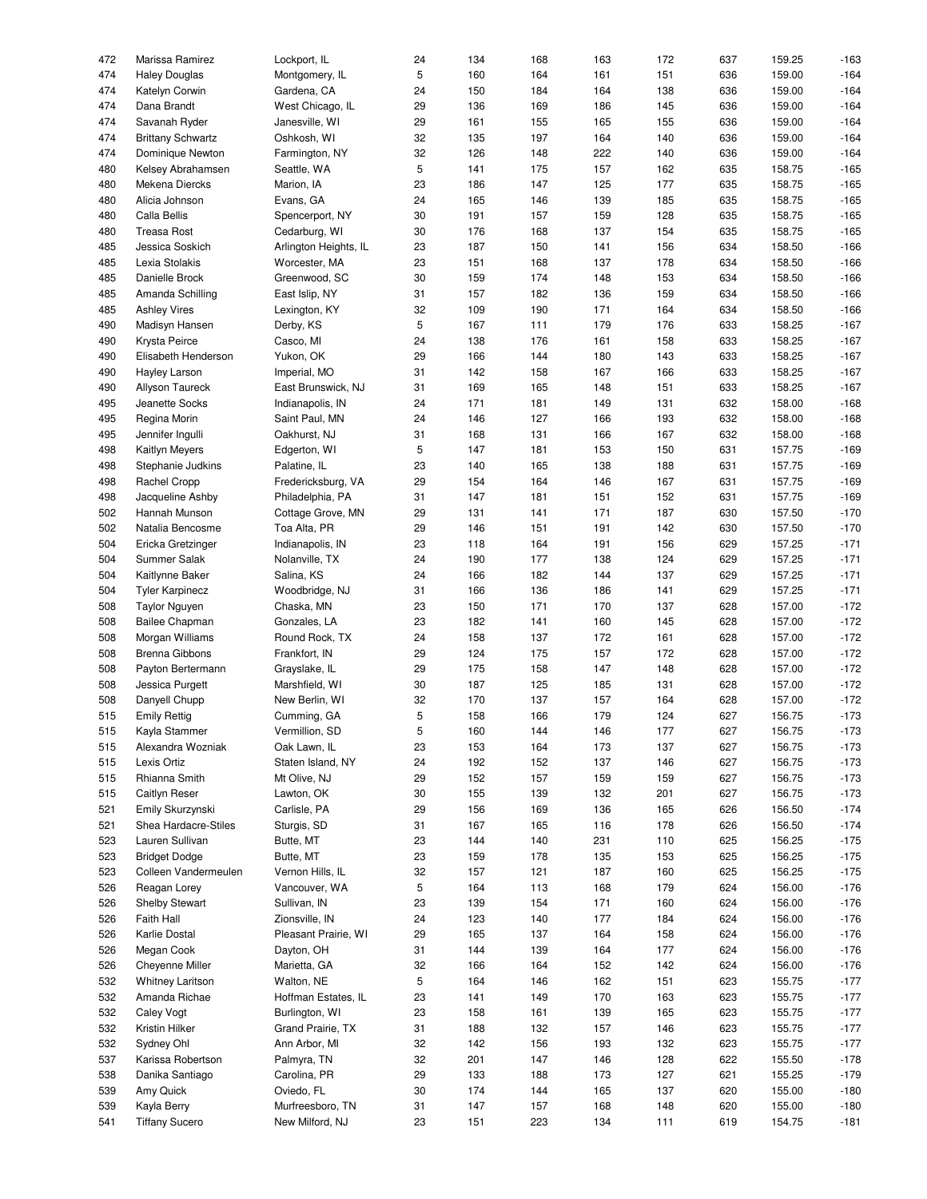| | | | | | | | | | | |
|---|---|---|---|---|---|---|---|---|---|---|
| 472 | Marissa Ramirez | Lockport, IL | 24 | 134 | 168 | 163 | 172 | 637 | 159.25 | -163 |
| 474 | Haley Douglas | Montgomery, IL | 5 | 160 | 164 | 161 | 151 | 636 | 159.00 | -164 |
| 474 | Katelyn Corwin | Gardena, CA | 24 | 150 | 184 | 164 | 138 | 636 | 159.00 | -164 |
| 474 | Dana Brandt | West Chicago, IL | 29 | 136 | 169 | 186 | 145 | 636 | 159.00 | -164 |
| 474 | Savanah Ryder | Janesville, WI | 29 | 161 | 155 | 165 | 155 | 636 | 159.00 | -164 |
| 474 | Brittany Schwartz | Oshkosh, WI | 32 | 135 | 197 | 164 | 140 | 636 | 159.00 | -164 |
| 474 | Dominique Newton | Farmington, NY | 32 | 126 | 148 | 222 | 140 | 636 | 159.00 | -164 |
| 480 | Kelsey Abrahamsen | Seattle, WA | 5 | 141 | 175 | 157 | 162 | 635 | 158.75 | -165 |
| 480 | Mekena Diercks | Marion, IA | 23 | 186 | 147 | 125 | 177 | 635 | 158.75 | -165 |
| 480 | Alicia Johnson | Evans, GA | 24 | 165 | 146 | 139 | 185 | 635 | 158.75 | -165 |
| 480 | Calla Bellis | Spencerport, NY | 30 | 191 | 157 | 159 | 128 | 635 | 158.75 | -165 |
| 480 | Treasa Rost | Cedarburg, WI | 30 | 176 | 168 | 137 | 154 | 635 | 158.75 | -165 |
| 485 | Jessica Soskich | Arlington Heights, IL | 23 | 187 | 150 | 141 | 156 | 634 | 158.50 | -166 |
| 485 | Lexia Stolakis | Worcester, MA | 23 | 151 | 168 | 137 | 178 | 634 | 158.50 | -166 |
| 485 | Danielle Brock | Greenwood, SC | 30 | 159 | 174 | 148 | 153 | 634 | 158.50 | -166 |
| 485 | Amanda Schilling | East Islip, NY | 31 | 157 | 182 | 136 | 159 | 634 | 158.50 | -166 |
| 485 | Ashley Vires | Lexington, KY | 32 | 109 | 190 | 171 | 164 | 634 | 158.50 | -166 |
| 490 | Madisyn Hansen | Derby, KS | 5 | 167 | 111 | 179 | 176 | 633 | 158.25 | -167 |
| 490 | Krysta Peirce | Casco, MI | 24 | 138 | 176 | 161 | 158 | 633 | 158.25 | -167 |
| 490 | Elisabeth Henderson | Yukon, OK | 29 | 166 | 144 | 180 | 143 | 633 | 158.25 | -167 |
| 490 | Hayley Larson | Imperial, MO | 31 | 142 | 158 | 167 | 166 | 633 | 158.25 | -167 |
| 490 | Allyson Taureck | East Brunswick, NJ | 31 | 169 | 165 | 148 | 151 | 633 | 158.25 | -167 |
| 495 | Jeanette Socks | Indianapolis, IN | 24 | 171 | 181 | 149 | 131 | 632 | 158.00 | -168 |
| 495 | Regina Morin | Saint Paul, MN | 24 | 146 | 127 | 166 | 193 | 632 | 158.00 | -168 |
| 495 | Jennifer Ingulli | Oakhurst, NJ | 31 | 168 | 131 | 166 | 167 | 632 | 158.00 | -168 |
| 498 | Kaitlyn Meyers | Edgerton, WI | 5 | 147 | 181 | 153 | 150 | 631 | 157.75 | -169 |
| 498 | Stephanie Judkins | Palatine, IL | 23 | 140 | 165 | 138 | 188 | 631 | 157.75 | -169 |
| 498 | Rachel Cropp | Fredericksburg, VA | 29 | 154 | 164 | 146 | 167 | 631 | 157.75 | -169 |
| 498 | Jacqueline Ashby | Philadelphia, PA | 31 | 147 | 181 | 151 | 152 | 631 | 157.75 | -169 |
| 502 | Hannah Munson | Cottage Grove, MN | 29 | 131 | 141 | 171 | 187 | 630 | 157.50 | -170 |
| 502 | Natalia Bencosme | Toa Alta, PR | 29 | 146 | 151 | 191 | 142 | 630 | 157.50 | -170 |
| 504 | Ericka Gretzinger | Indianapolis, IN | 23 | 118 | 164 | 191 | 156 | 629 | 157.25 | -171 |
| 504 | Summer Salak | Nolanville, TX | 24 | 190 | 177 | 138 | 124 | 629 | 157.25 | -171 |
| 504 | Kaitlynne Baker | Salina, KS | 24 | 166 | 182 | 144 | 137 | 629 | 157.25 | -171 |
| 504 | Tyler Karpinecz | Woodbridge, NJ | 31 | 166 | 136 | 186 | 141 | 629 | 157.25 | -171 |
| 508 | Taylor Nguyen | Chaska, MN | 23 | 150 | 171 | 170 | 137 | 628 | 157.00 | -172 |
| 508 | Bailee Chapman | Gonzales, LA | 23 | 182 | 141 | 160 | 145 | 628 | 157.00 | -172 |
| 508 | Morgan Williams | Round Rock, TX | 24 | 158 | 137 | 172 | 161 | 628 | 157.00 | -172 |
| 508 | Brenna Gibbons | Frankfort, IN | 29 | 124 | 175 | 157 | 172 | 628 | 157.00 | -172 |
| 508 | Payton Bertermann | Grayslake, IL | 29 | 175 | 158 | 147 | 148 | 628 | 157.00 | -172 |
| 508 | Jessica Purgett | Marshfield, WI | 30 | 187 | 125 | 185 | 131 | 628 | 157.00 | -172 |
| 508 | Danyell Chupp | New Berlin, WI | 32 | 170 | 137 | 157 | 164 | 628 | 157.00 | -172 |
| 515 | Emily Rettig | Cumming, GA | 5 | 158 | 166 | 179 | 124 | 627 | 156.75 | -173 |
| 515 | Kayla Stammer | Vermillion, SD | 5 | 160 | 144 | 146 | 177 | 627 | 156.75 | -173 |
| 515 | Alexandra Wozniak | Oak Lawn, IL | 23 | 153 | 164 | 173 | 137 | 627 | 156.75 | -173 |
| 515 | Lexis Ortiz | Staten Island, NY | 24 | 192 | 152 | 137 | 146 | 627 | 156.75 | -173 |
| 515 | Rhianna Smith | Mt Olive, NJ | 29 | 152 | 157 | 159 | 159 | 627 | 156.75 | -173 |
| 515 | Caitlyn Reser | Lawton, OK | 30 | 155 | 139 | 132 | 201 | 627 | 156.75 | -173 |
| 521 | Emily Skurzynski | Carlisle, PA | 29 | 156 | 169 | 136 | 165 | 626 | 156.50 | -174 |
| 521 | Shea Hardacre-Stiles | Sturgis, SD | 31 | 167 | 165 | 116 | 178 | 626 | 156.50 | -174 |
| 523 | Lauren Sullivan | Butte, MT | 23 | 144 | 140 | 231 | 110 | 625 | 156.25 | -175 |
| 523 | Bridget Dodge | Butte, MT | 23 | 159 | 178 | 135 | 153 | 625 | 156.25 | -175 |
| 523 | Colleen Vandermeulen | Vernon Hills, IL | 32 | 157 | 121 | 187 | 160 | 625 | 156.25 | -175 |
| 526 | Reagan Lorey | Vancouver, WA | 5 | 164 | 113 | 168 | 179 | 624 | 156.00 | -176 |
| 526 | Shelby Stewart | Sullivan, IN | 23 | 139 | 154 | 171 | 160 | 624 | 156.00 | -176 |
| 526 | Faith Hall | Zionsville, IN | 24 | 123 | 140 | 177 | 184 | 624 | 156.00 | -176 |
| 526 | Karlie Dostal | Pleasant Prairie, WI | 29 | 165 | 137 | 164 | 158 | 624 | 156.00 | -176 |
| 526 | Megan Cook | Dayton, OH | 31 | 144 | 139 | 164 | 177 | 624 | 156.00 | -176 |
| 526 | Cheyenne Miller | Marietta, GA | 32 | 166 | 164 | 152 | 142 | 624 | 156.00 | -176 |
| 532 | Whitney Laritson | Walton, NE | 5 | 164 | 146 | 162 | 151 | 623 | 155.75 | -177 |
| 532 | Amanda Richae | Hoffman Estates, IL | 23 | 141 | 149 | 170 | 163 | 623 | 155.75 | -177 |
| 532 | Caley Vogt | Burlington, WI | 23 | 158 | 161 | 139 | 165 | 623 | 155.75 | -177 |
| 532 | Kristin Hilker | Grand Prairie, TX | 31 | 188 | 132 | 157 | 146 | 623 | 155.75 | -177 |
| 532 | Sydney Ohl | Ann Arbor, MI | 32 | 142 | 156 | 193 | 132 | 623 | 155.75 | -177 |
| 537 | Karissa Robertson | Palmyra, TN | 32 | 201 | 147 | 146 | 128 | 622 | 155.50 | -178 |
| 538 | Danika Santiago | Carolina, PR | 29 | 133 | 188 | 173 | 127 | 621 | 155.25 | -179 |
| 539 | Amy Quick | Oviedo, FL | 30 | 174 | 144 | 165 | 137 | 620 | 155.00 | -180 |
| 539 | Kayla Berry | Murfreesboro, TN | 31 | 147 | 157 | 168 | 148 | 620 | 155.00 | -180 |
| 541 | Tiffany Sucero | New Milford, NJ | 23 | 151 | 223 | 134 | 111 | 619 | 154.75 | -181 |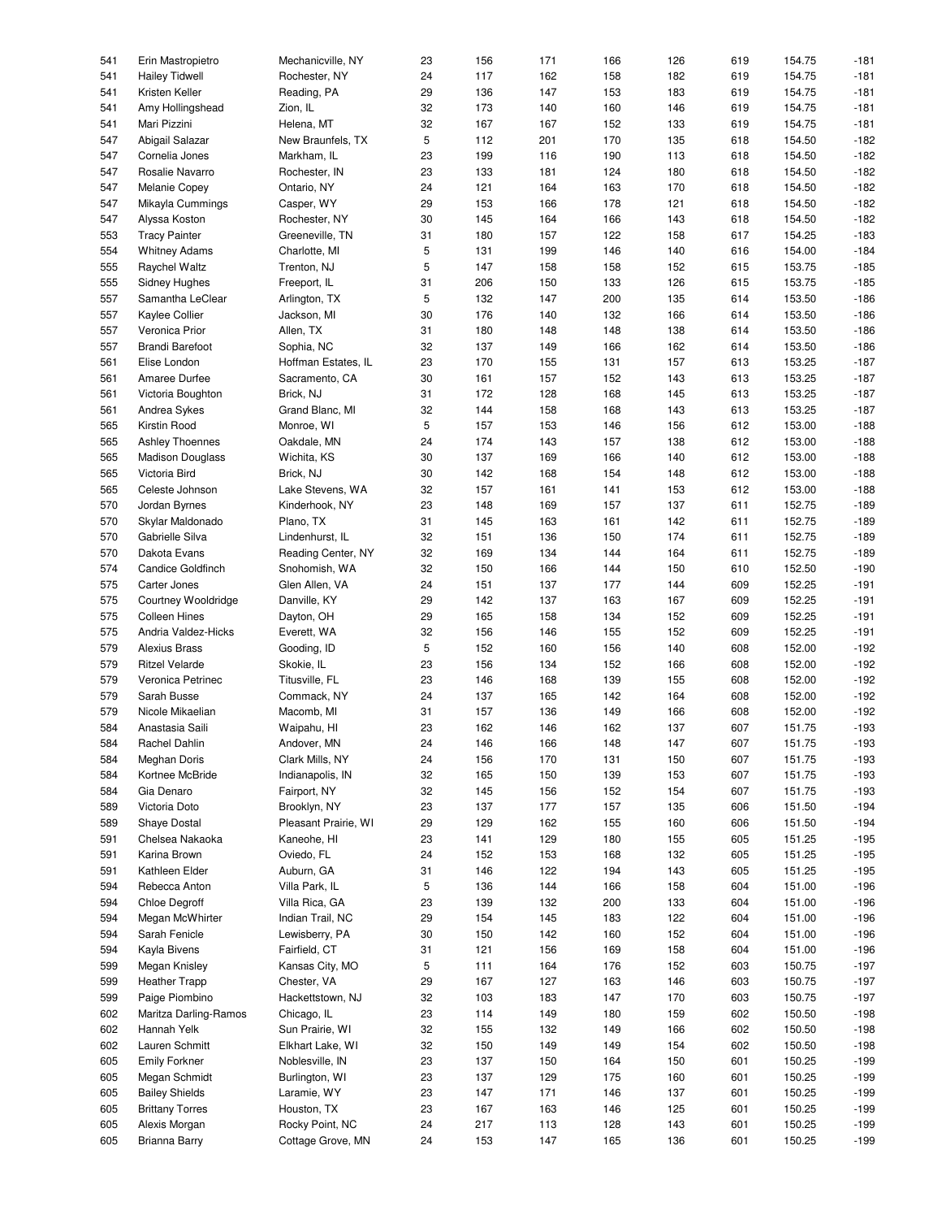| | | | | | | | | | | |
|---|---|---|---|---|---|---|---|---|---|---|
| 541 | Erin Mastropietro | Mechanicville, NY | 23 | 156 | 171 | 166 | 126 | 619 | 154.75 | -181 |
| 541 | Hailey Tidwell | Rochester, NY | 24 | 117 | 162 | 158 | 182 | 619 | 154.75 | -181 |
| 541 | Kristen Keller | Reading, PA | 29 | 136 | 147 | 153 | 183 | 619 | 154.75 | -181 |
| 541 | Amy Hollingshead | Zion, IL | 32 | 173 | 140 | 160 | 146 | 619 | 154.75 | -181 |
| 541 | Mari Pizzini | Helena, MT | 32 | 167 | 167 | 152 | 133 | 619 | 154.75 | -181 |
| 547 | Abigail Salazar | New Braunfels, TX | 5 | 112 | 201 | 170 | 135 | 618 | 154.50 | -182 |
| 547 | Cornelia Jones | Markham, IL | 23 | 199 | 116 | 190 | 113 | 618 | 154.50 | -182 |
| 547 | Rosalie Navarro | Rochester, IN | 23 | 133 | 181 | 124 | 180 | 618 | 154.50 | -182 |
| 547 | Melanie Copey | Ontario, NY | 24 | 121 | 164 | 163 | 170 | 618 | 154.50 | -182 |
| 547 | Mikayla Cummings | Casper, WY | 29 | 153 | 166 | 178 | 121 | 618 | 154.50 | -182 |
| 547 | Alyssa Koston | Rochester, NY | 30 | 145 | 164 | 166 | 143 | 618 | 154.50 | -182 |
| 553 | Tracy Painter | Greeneville, TN | 31 | 180 | 157 | 122 | 158 | 617 | 154.25 | -183 |
| 554 | Whitney Adams | Charlotte, MI | 5 | 131 | 199 | 146 | 140 | 616 | 154.00 | -184 |
| 555 | Raychel Waltz | Trenton, NJ | 5 | 147 | 158 | 158 | 152 | 615 | 153.75 | -185 |
| 555 | Sidney Hughes | Freeport, IL | 31 | 206 | 150 | 133 | 126 | 615 | 153.75 | -185 |
| 557 | Samantha LeClear | Arlington, TX | 5 | 132 | 147 | 200 | 135 | 614 | 153.50 | -186 |
| 557 | Kaylee Collier | Jackson, MI | 30 | 176 | 140 | 132 | 166 | 614 | 153.50 | -186 |
| 557 | Veronica Prior | Allen, TX | 31 | 180 | 148 | 148 | 138 | 614 | 153.50 | -186 |
| 557 | Brandi Barefoot | Sophia, NC | 32 | 137 | 149 | 166 | 162 | 614 | 153.50 | -186 |
| 561 | Elise London | Hoffman Estates, IL | 23 | 170 | 155 | 131 | 157 | 613 | 153.25 | -187 |
| 561 | Amaree Durfee | Sacramento, CA | 30 | 161 | 157 | 152 | 143 | 613 | 153.25 | -187 |
| 561 | Victoria Boughton | Brick, NJ | 31 | 172 | 128 | 168 | 145 | 613 | 153.25 | -187 |
| 561 | Andrea Sykes | Grand Blanc, MI | 32 | 144 | 158 | 168 | 143 | 613 | 153.25 | -187 |
| 565 | Kirstin Rood | Monroe, WI | 5 | 157 | 153 | 146 | 156 | 612 | 153.00 | -188 |
| 565 | Ashley Thoennes | Oakdale, MN | 24 | 174 | 143 | 157 | 138 | 612 | 153.00 | -188 |
| 565 | Madison Douglass | Wichita, KS | 30 | 137 | 169 | 166 | 140 | 612 | 153.00 | -188 |
| 565 | Victoria Bird | Brick, NJ | 30 | 142 | 168 | 154 | 148 | 612 | 153.00 | -188 |
| 565 | Celeste Johnson | Lake Stevens, WA | 32 | 157 | 161 | 141 | 153 | 612 | 153.00 | -188 |
| 570 | Jordan Byrnes | Kinderhook, NY | 23 | 148 | 169 | 157 | 137 | 611 | 152.75 | -189 |
| 570 | Skylar Maldonado | Plano, TX | 31 | 145 | 163 | 161 | 142 | 611 | 152.75 | -189 |
| 570 | Gabrielle Silva | Lindenhurst, IL | 32 | 151 | 136 | 150 | 174 | 611 | 152.75 | -189 |
| 570 | Dakota Evans | Reading Center, NY | 32 | 169 | 134 | 144 | 164 | 611 | 152.75 | -189 |
| 574 | Candice Goldfinch | Snohomish, WA | 32 | 150 | 166 | 144 | 150 | 610 | 152.50 | -190 |
| 575 | Carter Jones | Glen Allen, VA | 24 | 151 | 137 | 177 | 144 | 609 | 152.25 | -191 |
| 575 | Courtney Wooldridge | Danville, KY | 29 | 142 | 137 | 163 | 167 | 609 | 152.25 | -191 |
| 575 | Colleen Hines | Dayton, OH | 29 | 165 | 158 | 134 | 152 | 609 | 152.25 | -191 |
| 575 | Andria Valdez-Hicks | Everett, WA | 32 | 156 | 146 | 155 | 152 | 609 | 152.25 | -191 |
| 579 | Alexius Brass | Gooding, ID | 5 | 152 | 160 | 156 | 140 | 608 | 152.00 | -192 |
| 579 | Ritzel Velarde | Skokie, IL | 23 | 156 | 134 | 152 | 166 | 608 | 152.00 | -192 |
| 579 | Veronica Petrinec | Titusville, FL | 23 | 146 | 168 | 139 | 155 | 608 | 152.00 | -192 |
| 579 | Sarah Busse | Commack, NY | 24 | 137 | 165 | 142 | 164 | 608 | 152.00 | -192 |
| 579 | Nicole Mikaelian | Macomb, MI | 31 | 157 | 136 | 149 | 166 | 608 | 152.00 | -192 |
| 584 | Anastasia Saili | Waipahu, HI | 23 | 162 | 146 | 162 | 137 | 607 | 151.75 | -193 |
| 584 | Rachel Dahlin | Andover, MN | 24 | 146 | 166 | 148 | 147 | 607 | 151.75 | -193 |
| 584 | Meghan Doris | Clark Mills, NY | 24 | 156 | 170 | 131 | 150 | 607 | 151.75 | -193 |
| 584 | Kortnee McBride | Indianapolis, IN | 32 | 165 | 150 | 139 | 153 | 607 | 151.75 | -193 |
| 584 | Gia Denaro | Fairport, NY | 32 | 145 | 156 | 152 | 154 | 607 | 151.75 | -193 |
| 589 | Victoria Doto | Brooklyn, NY | 23 | 137 | 177 | 157 | 135 | 606 | 151.50 | -194 |
| 589 | Shaye Dostal | Pleasant Prairie, WI | 29 | 129 | 162 | 155 | 160 | 606 | 151.50 | -194 |
| 591 | Chelsea Nakaoka | Kaneohe, HI | 23 | 141 | 129 | 180 | 155 | 605 | 151.25 | -195 |
| 591 | Karina Brown | Oviedo, FL | 24 | 152 | 153 | 168 | 132 | 605 | 151.25 | -195 |
| 591 | Kathleen Elder | Auburn, GA | 31 | 146 | 122 | 194 | 143 | 605 | 151.25 | -195 |
| 594 | Rebecca Anton | Villa Park, IL | 5 | 136 | 144 | 166 | 158 | 604 | 151.00 | -196 |
| 594 | Chloe Degroff | Villa Rica, GA | 23 | 139 | 132 | 200 | 133 | 604 | 151.00 | -196 |
| 594 | Megan McWhirter | Indian Trail, NC | 29 | 154 | 145 | 183 | 122 | 604 | 151.00 | -196 |
| 594 | Sarah Fenicle | Lewisberry, PA | 30 | 150 | 142 | 160 | 152 | 604 | 151.00 | -196 |
| 594 | Kayla Bivens | Fairfield, CT | 31 | 121 | 156 | 169 | 158 | 604 | 151.00 | -196 |
| 599 | Megan Knisley | Kansas City, MO | 5 | 111 | 164 | 176 | 152 | 603 | 150.75 | -197 |
| 599 | Heather Trapp | Chester, VA | 29 | 167 | 127 | 163 | 146 | 603 | 150.75 | -197 |
| 599 | Paige Piombino | Hackettstown, NJ | 32 | 103 | 183 | 147 | 170 | 603 | 150.75 | -197 |
| 602 | Maritza Darling-Ramos | Chicago, IL | 23 | 114 | 149 | 180 | 159 | 602 | 150.50 | -198 |
| 602 | Hannah Yelk | Sun Prairie, WI | 32 | 155 | 132 | 149 | 166 | 602 | 150.50 | -198 |
| 602 | Lauren Schmitt | Elkhart Lake, WI | 32 | 150 | 149 | 149 | 154 | 602 | 150.50 | -198 |
| 605 | Emily Forkner | Noblesville, IN | 23 | 137 | 150 | 164 | 150 | 601 | 150.25 | -199 |
| 605 | Megan Schmidt | Burlington, WI | 23 | 137 | 129 | 175 | 160 | 601 | 150.25 | -199 |
| 605 | Bailey Shields | Laramie, WY | 23 | 147 | 171 | 146 | 137 | 601 | 150.25 | -199 |
| 605 | Brittany Torres | Houston, TX | 23 | 167 | 163 | 146 | 125 | 601 | 150.25 | -199 |
| 605 | Alexis Morgan | Rocky Point, NC | 24 | 217 | 113 | 128 | 143 | 601 | 150.25 | -199 |
| 605 | Brianna Barry | Cottage Grove, MN | 24 | 153 | 147 | 165 | 136 | 601 | 150.25 | -199 |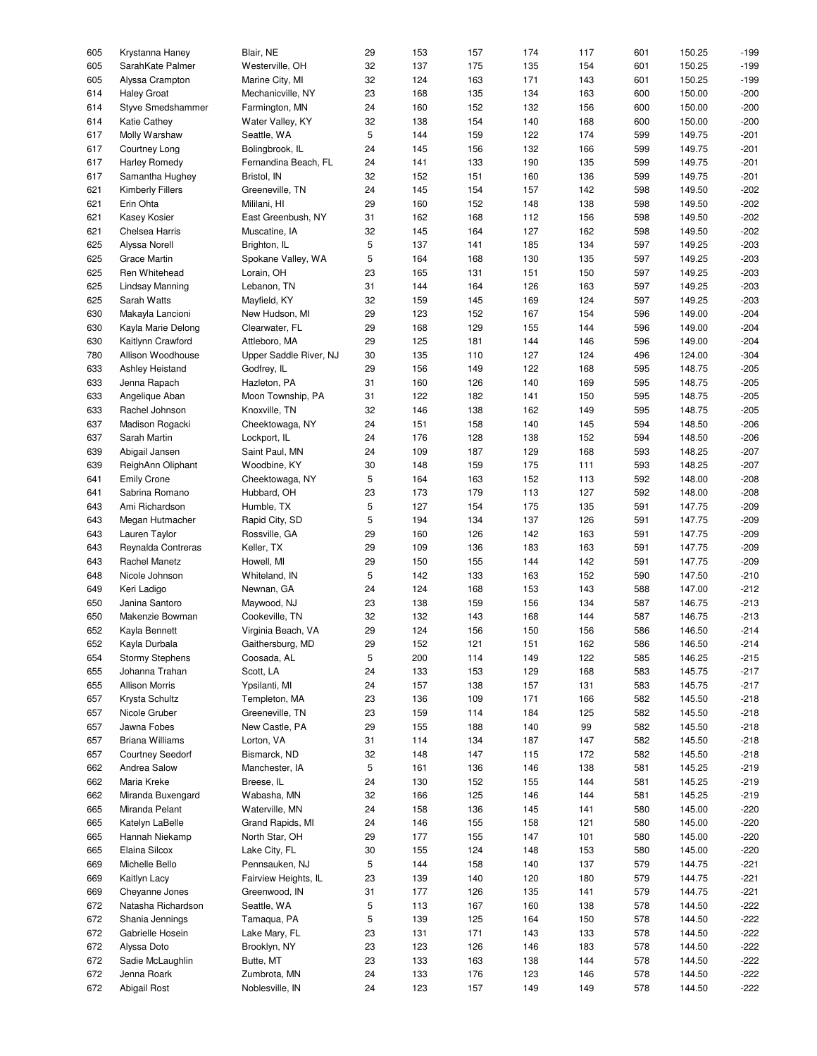| | | | | | | | | | | |
|---|---|---|---|---|---|---|---|---|---|---|
| 605 | Krystanna Haney | Blair, NE | 29 | 153 | 157 | 174 | 117 | 601 | 150.25 | -199 |
| 605 | SarahKate Palmer | Westerville, OH | 32 | 137 | 175 | 135 | 154 | 601 | 150.25 | -199 |
| 605 | Alyssa Crampton | Marine City, MI | 32 | 124 | 163 | 171 | 143 | 601 | 150.25 | -199 |
| 614 | Haley Groat | Mechanicville, NY | 23 | 168 | 135 | 134 | 163 | 600 | 150.00 | -200 |
| 614 | Styve Smedshammer | Farmington, MN | 24 | 160 | 152 | 132 | 156 | 600 | 150.00 | -200 |
| 614 | Katie Cathey | Water Valley, KY | 32 | 138 | 154 | 140 | 168 | 600 | 150.00 | -200 |
| 617 | Molly Warshaw | Seattle, WA | 5 | 144 | 159 | 122 | 174 | 599 | 149.75 | -201 |
| 617 | Courtney Long | Bolingbrook, IL | 24 | 145 | 156 | 132 | 166 | 599 | 149.75 | -201 |
| 617 | Harley Romedy | Fernandina Beach, FL | 24 | 141 | 133 | 190 | 135 | 599 | 149.75 | -201 |
| 617 | Samantha Hughey | Bristol, IN | 32 | 152 | 151 | 160 | 136 | 599 | 149.75 | -201 |
| 621 | Kimberly Fillers | Greeneville, TN | 24 | 145 | 154 | 157 | 142 | 598 | 149.50 | -202 |
| 621 | Erin Ohta | Mililani, HI | 29 | 160 | 152 | 148 | 138 | 598 | 149.50 | -202 |
| 621 | Kasey Kosier | East Greenbush, NY | 31 | 162 | 168 | 112 | 156 | 598 | 149.50 | -202 |
| 621 | Chelsea Harris | Muscatine, IA | 32 | 145 | 164 | 127 | 162 | 598 | 149.50 | -202 |
| 625 | Alyssa Norell | Brighton, IL | 5 | 137 | 141 | 185 | 134 | 597 | 149.25 | -203 |
| 625 | Grace Martin | Spokane Valley, WA | 5 | 164 | 168 | 130 | 135 | 597 | 149.25 | -203 |
| 625 | Ren Whitehead | Lorain, OH | 23 | 165 | 131 | 151 | 150 | 597 | 149.25 | -203 |
| 625 | Lindsay Manning | Lebanon, TN | 31 | 144 | 164 | 126 | 163 | 597 | 149.25 | -203 |
| 625 | Sarah Watts | Mayfield, KY | 32 | 159 | 145 | 169 | 124 | 597 | 149.25 | -203 |
| 630 | Makayla Lancioni | New Hudson, MI | 29 | 123 | 152 | 167 | 154 | 596 | 149.00 | -204 |
| 630 | Kayla Marie Delong | Clearwater, FL | 29 | 168 | 129 | 155 | 144 | 596 | 149.00 | -204 |
| 630 | Kaitlynn Crawford | Attleboro, MA | 29 | 125 | 181 | 144 | 146 | 596 | 149.00 | -204 |
| 780 | Allison Woodhouse | Upper Saddle River, NJ | 30 | 135 | 110 | 127 | 124 | 496 | 124.00 | -304 |
| 633 | Ashley Heistand | Godfrey, IL | 29 | 156 | 149 | 122 | 168 | 595 | 148.75 | -205 |
| 633 | Jenna Rapach | Hazleton, PA | 31 | 160 | 126 | 140 | 169 | 595 | 148.75 | -205 |
| 633 | Angelique Aban | Moon Township, PA | 31 | 122 | 182 | 141 | 150 | 595 | 148.75 | -205 |
| 633 | Rachel Johnson | Knoxville, TN | 32 | 146 | 138 | 162 | 149 | 595 | 148.75 | -205 |
| 637 | Madison Rogacki | Cheektowaga, NY | 24 | 151 | 158 | 140 | 145 | 594 | 148.50 | -206 |
| 637 | Sarah Martin | Lockport, IL | 24 | 176 | 128 | 138 | 152 | 594 | 148.50 | -206 |
| 639 | Abigail Jansen | Saint Paul, MN | 24 | 109 | 187 | 129 | 168 | 593 | 148.25 | -207 |
| 639 | ReighAnn Oliphant | Woodbine, KY | 30 | 148 | 159 | 175 | 111 | 593 | 148.25 | -207 |
| 641 | Emily Crone | Cheektowaga, NY | 5 | 164 | 163 | 152 | 113 | 592 | 148.00 | -208 |
| 641 | Sabrina Romano | Hubbard, OH | 23 | 173 | 179 | 113 | 127 | 592 | 148.00 | -208 |
| 643 | Ami Richardson | Humble, TX | 5 | 127 | 154 | 175 | 135 | 591 | 147.75 | -209 |
| 643 | Megan Hutmacher | Rapid City, SD | 5 | 194 | 134 | 137 | 126 | 591 | 147.75 | -209 |
| 643 | Lauren Taylor | Rossville, GA | 29 | 160 | 126 | 142 | 163 | 591 | 147.75 | -209 |
| 643 | Reynalda Contreras | Keller, TX | 29 | 109 | 136 | 183 | 163 | 591 | 147.75 | -209 |
| 643 | Rachel Manetz | Howell, MI | 29 | 150 | 155 | 144 | 142 | 591 | 147.75 | -209 |
| 648 | Nicole Johnson | Whiteland, IN | 5 | 142 | 133 | 163 | 152 | 590 | 147.50 | -210 |
| 649 | Keri Ladigo | Newnan, GA | 24 | 124 | 168 | 153 | 143 | 588 | 147.00 | -212 |
| 650 | Janina Santoro | Maywood, NJ | 23 | 138 | 159 | 156 | 134 | 587 | 146.75 | -213 |
| 650 | Makenzie Bowman | Cookeville, TN | 32 | 132 | 143 | 168 | 144 | 587 | 146.75 | -213 |
| 652 | Kayla Bennett | Virginia Beach, VA | 29 | 124 | 156 | 150 | 156 | 586 | 146.50 | -214 |
| 652 | Kayla Durbala | Gaithersburg, MD | 29 | 152 | 121 | 151 | 162 | 586 | 146.50 | -214 |
| 654 | Stormy Stephens | Coosada, AL | 5 | 200 | 114 | 149 | 122 | 585 | 146.25 | -215 |
| 655 | Johanna Trahan | Scott, LA | 24 | 133 | 153 | 129 | 168 | 583 | 145.75 | -217 |
| 655 | Allison Morris | Ypsilanti, MI | 24 | 157 | 138 | 157 | 131 | 583 | 145.75 | -217 |
| 657 | Krysta Schultz | Templeton, MA | 23 | 136 | 109 | 171 | 166 | 582 | 145.50 | -218 |
| 657 | Nicole Gruber | Greeneville, TN | 23 | 159 | 114 | 184 | 125 | 582 | 145.50 | -218 |
| 657 | Jawna Fobes | New Castle, PA | 29 | 155 | 188 | 140 | 99 | 582 | 145.50 | -218 |
| 657 | Briana Williams | Lorton, VA | 31 | 114 | 134 | 187 | 147 | 582 | 145.50 | -218 |
| 657 | Courtney Seedorf | Bismarck, ND | 32 | 148 | 147 | 115 | 172 | 582 | 145.50 | -218 |
| 662 | Andrea Salow | Manchester, IA | 5 | 161 | 136 | 146 | 138 | 581 | 145.25 | -219 |
| 662 | Maria Kreke | Breese, IL | 24 | 130 | 152 | 155 | 144 | 581 | 145.25 | -219 |
| 662 | Miranda Buxengard | Wabasha, MN | 32 | 166 | 125 | 146 | 144 | 581 | 145.25 | -219 |
| 665 | Miranda Pelant | Waterville, MN | 24 | 158 | 136 | 145 | 141 | 580 | 145.00 | -220 |
| 665 | Katelyn LaBelle | Grand Rapids, MI | 24 | 146 | 155 | 158 | 121 | 580 | 145.00 | -220 |
| 665 | Hannah Niekamp | North Star, OH | 29 | 177 | 155 | 147 | 101 | 580 | 145.00 | -220 |
| 665 | Elaina Silcox | Lake City, FL | 30 | 155 | 124 | 148 | 153 | 580 | 145.00 | -220 |
| 669 | Michelle Bello | Pennsauken, NJ | 5 | 144 | 158 | 140 | 137 | 579 | 144.75 | -221 |
| 669 | Kaitlyn Lacy | Fairview Heights, IL | 23 | 139 | 140 | 120 | 180 | 579 | 144.75 | -221 |
| 669 | Cheyanne Jones | Greenwood, IN | 31 | 177 | 126 | 135 | 141 | 579 | 144.75 | -221 |
| 672 | Natasha Richardson | Seattle, WA | 5 | 113 | 167 | 160 | 138 | 578 | 144.50 | -222 |
| 672 | Shania Jennings | Tamaqua, PA | 5 | 139 | 125 | 164 | 150 | 578 | 144.50 | -222 |
| 672 | Gabrielle Hosein | Lake Mary, FL | 23 | 131 | 171 | 143 | 133 | 578 | 144.50 | -222 |
| 672 | Alyssa Doto | Brooklyn, NY | 23 | 123 | 126 | 146 | 183 | 578 | 144.50 | -222 |
| 672 | Sadie McLaughlin | Butte, MT | 23 | 133 | 163 | 138 | 144 | 578 | 144.50 | -222 |
| 672 | Jenna Roark | Zumbrota, MN | 24 | 133 | 176 | 123 | 146 | 578 | 144.50 | -222 |
| 672 | Abigail Rost | Noblesville, IN | 24 | 123 | 157 | 149 | 149 | 578 | 144.50 | -222 |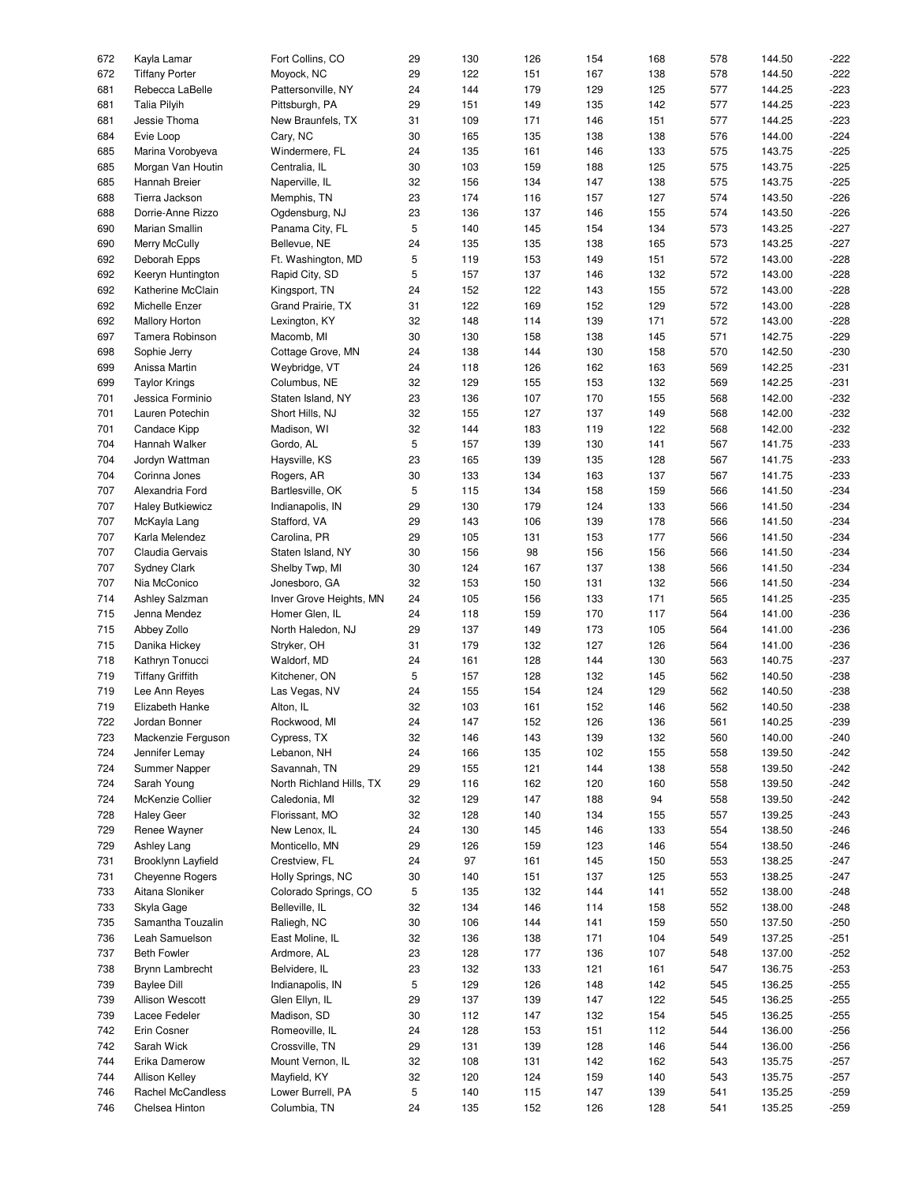| | | | | | | | | | | |
|---|---|---|---|---|---|---|---|---|---|---|
| 672 | Kayla Lamar | Fort Collins, CO | 29 | 130 | 126 | 154 | 168 | 578 | 144.50 | -222 |
| 672 | Tiffany Porter | Moyock, NC | 29 | 122 | 151 | 167 | 138 | 578 | 144.50 | -222 |
| 681 | Rebecca LaBelle | Pattersonville, NY | 24 | 144 | 179 | 129 | 125 | 577 | 144.25 | -223 |
| 681 | Talia Pilyih | Pittsburgh, PA | 29 | 151 | 149 | 135 | 142 | 577 | 144.25 | -223 |
| 681 | Jessie Thoma | New Braunfels, TX | 31 | 109 | 171 | 146 | 151 | 577 | 144.25 | -223 |
| 684 | Evie Loop | Cary, NC | 30 | 165 | 135 | 138 | 138 | 576 | 144.00 | -224 |
| 685 | Marina Vorobyeva | Windermere, FL | 24 | 135 | 161 | 146 | 133 | 575 | 143.75 | -225 |
| 685 | Morgan Van Houtin | Centralia, IL | 30 | 103 | 159 | 188 | 125 | 575 | 143.75 | -225 |
| 685 | Hannah Breier | Naperville, IL | 32 | 156 | 134 | 147 | 138 | 575 | 143.75 | -225 |
| 688 | Tierra Jackson | Memphis, TN | 23 | 174 | 116 | 157 | 127 | 574 | 143.50 | -226 |
| 688 | Dorrie-Anne Rizzo | Ogdensburg, NJ | 23 | 136 | 137 | 146 | 155 | 574 | 143.50 | -226 |
| 690 | Marian Smallin | Panama City, FL | 5 | 140 | 145 | 154 | 134 | 573 | 143.25 | -227 |
| 690 | Merry McCully | Bellevue, NE | 24 | 135 | 135 | 138 | 165 | 573 | 143.25 | -227 |
| 692 | Deborah Epps | Ft. Washington, MD | 5 | 119 | 153 | 149 | 151 | 572 | 143.00 | -228 |
| 692 | Keeryn Huntington | Rapid City, SD | 5 | 157 | 137 | 146 | 132 | 572 | 143.00 | -228 |
| 692 | Katherine McClain | Kingsport, TN | 24 | 152 | 122 | 143 | 155 | 572 | 143.00 | -228 |
| 692 | Michelle Enzer | Grand Prairie, TX | 31 | 122 | 169 | 152 | 129 | 572 | 143.00 | -228 |
| 692 | Mallory Horton | Lexington, KY | 32 | 148 | 114 | 139 | 171 | 572 | 143.00 | -228 |
| 697 | Tamera Robinson | Macomb, MI | 30 | 130 | 158 | 138 | 145 | 571 | 142.75 | -229 |
| 698 | Sophie Jerry | Cottage Grove, MN | 24 | 138 | 144 | 130 | 158 | 570 | 142.50 | -230 |
| 699 | Anissa Martin | Weybridge, VT | 24 | 118 | 126 | 162 | 163 | 569 | 142.25 | -231 |
| 699 | Taylor Krings | Columbus, NE | 32 | 129 | 155 | 153 | 132 | 569 | 142.25 | -231 |
| 701 | Jessica Forminio | Staten Island, NY | 23 | 136 | 107 | 170 | 155 | 568 | 142.00 | -232 |
| 701 | Lauren Potechin | Short Hills, NJ | 32 | 155 | 127 | 137 | 149 | 568 | 142.00 | -232 |
| 701 | Candace Kipp | Madison, WI | 32 | 144 | 183 | 119 | 122 | 568 | 142.00 | -232 |
| 704 | Hannah Walker | Gordo, AL | 5 | 157 | 139 | 130 | 141 | 567 | 141.75 | -233 |
| 704 | Jordyn Wattman | Haysville, KS | 23 | 165 | 139 | 135 | 128 | 567 | 141.75 | -233 |
| 704 | Corinna Jones | Rogers, AR | 30 | 133 | 134 | 163 | 137 | 567 | 141.75 | -233 |
| 707 | Alexandria Ford | Bartlesville, OK | 5 | 115 | 134 | 158 | 159 | 566 | 141.50 | -234 |
| 707 | Haley Butkiewicz | Indianapolis, IN | 29 | 130 | 179 | 124 | 133 | 566 | 141.50 | -234 |
| 707 | McKayla Lang | Stafford, VA | 29 | 143 | 106 | 139 | 178 | 566 | 141.50 | -234 |
| 707 | Karla Melendez | Carolina, PR | 29 | 105 | 131 | 153 | 177 | 566 | 141.50 | -234 |
| 707 | Claudia Gervais | Staten Island, NY | 30 | 156 | 98 | 156 | 156 | 566 | 141.50 | -234 |
| 707 | Sydney Clark | Shelby Twp, MI | 30 | 124 | 167 | 137 | 138 | 566 | 141.50 | -234 |
| 707 | Nia McConico | Jonesboro, GA | 32 | 153 | 150 | 131 | 132 | 566 | 141.50 | -234 |
| 714 | Ashley Salzman | Inver Grove Heights, MN | 24 | 105 | 156 | 133 | 171 | 565 | 141.25 | -235 |
| 715 | Jenna Mendez | Homer Glen, IL | 24 | 118 | 159 | 170 | 117 | 564 | 141.00 | -236 |
| 715 | Abbey Zollo | North Haledon, NJ | 29 | 137 | 149 | 173 | 105 | 564 | 141.00 | -236 |
| 715 | Danika Hickey | Stryker, OH | 31 | 179 | 132 | 127 | 126 | 564 | 141.00 | -236 |
| 718 | Kathryn Tonucci | Waldorf, MD | 24 | 161 | 128 | 144 | 130 | 563 | 140.75 | -237 |
| 719 | Tiffany Griffith | Kitchener, ON | 5 | 157 | 128 | 132 | 145 | 562 | 140.50 | -238 |
| 719 | Lee Ann Reyes | Las Vegas, NV | 24 | 155 | 154 | 124 | 129 | 562 | 140.50 | -238 |
| 719 | Elizabeth Hanke | Alton, IL | 32 | 103 | 161 | 152 | 146 | 562 | 140.50 | -238 |
| 722 | Jordan Bonner | Rockwood, MI | 24 | 147 | 152 | 126 | 136 | 561 | 140.25 | -239 |
| 723 | Mackenzie Ferguson | Cypress, TX | 32 | 146 | 143 | 139 | 132 | 560 | 140.00 | -240 |
| 724 | Jennifer Lemay | Lebanon, NH | 24 | 166 | 135 | 102 | 155 | 558 | 139.50 | -242 |
| 724 | Summer Napper | Savannah, TN | 29 | 155 | 121 | 144 | 138 | 558 | 139.50 | -242 |
| 724 | Sarah Young | North Richland Hills, TX | 29 | 116 | 162 | 120 | 160 | 558 | 139.50 | -242 |
| 724 | McKenzie Collier | Caledonia, MI | 32 | 129 | 147 | 188 | 94 | 558 | 139.50 | -242 |
| 728 | Haley Geer | Florissant, MO | 32 | 128 | 140 | 134 | 155 | 557 | 139.25 | -243 |
| 729 | Renee Wayner | New Lenox, IL | 24 | 130 | 145 | 146 | 133 | 554 | 138.50 | -246 |
| 729 | Ashley Lang | Monticello, MN | 29 | 126 | 159 | 123 | 146 | 554 | 138.50 | -246 |
| 731 | Brooklynn Layfield | Crestview, FL | 24 | 97 | 161 | 145 | 150 | 553 | 138.25 | -247 |
| 731 | Cheyenne Rogers | Holly Springs, NC | 30 | 140 | 151 | 137 | 125 | 553 | 138.25 | -247 |
| 733 | Aitana Sloniker | Colorado Springs, CO | 5 | 135 | 132 | 144 | 141 | 552 | 138.00 | -248 |
| 733 | Skyla Gage | Belleville, IL | 32 | 134 | 146 | 114 | 158 | 552 | 138.00 | -248 |
| 735 | Samantha Touzalin | Raliegh, NC | 30 | 106 | 144 | 141 | 159 | 550 | 137.50 | -250 |
| 736 | Leah Samuelson | East Moline, IL | 32 | 136 | 138 | 171 | 104 | 549 | 137.25 | -251 |
| 737 | Beth Fowler | Ardmore, AL | 23 | 128 | 177 | 136 | 107 | 548 | 137.00 | -252 |
| 738 | Brynn Lambrecht | Belvidere, IL | 23 | 132 | 133 | 121 | 161 | 547 | 136.75 | -253 |
| 739 | Baylee Dill | Indianapolis, IN | 5 | 129 | 126 | 148 | 142 | 545 | 136.25 | -255 |
| 739 | Allison Wescott | Glen Ellyn, IL | 29 | 137 | 139 | 147 | 122 | 545 | 136.25 | -255 |
| 739 | Lacee Fedeler | Madison, SD | 30 | 112 | 147 | 132 | 154 | 545 | 136.25 | -255 |
| 742 | Erin Cosner | Romeoville, IL | 24 | 128 | 153 | 151 | 112 | 544 | 136.00 | -256 |
| 742 | Sarah Wick | Crossville, TN | 29 | 131 | 139 | 128 | 146 | 544 | 136.00 | -256 |
| 744 | Erika Damerow | Mount Vernon, IL | 32 | 108 | 131 | 142 | 162 | 543 | 135.75 | -257 |
| 744 | Allison Kelley | Mayfield, KY | 32 | 120 | 124 | 159 | 140 | 543 | 135.75 | -257 |
| 746 | Rachel McCandless | Lower Burrell, PA | 5 | 140 | 115 | 147 | 139 | 541 | 135.25 | -259 |
| 746 | Chelsea Hinton | Columbia, TN | 24 | 135 | 152 | 126 | 128 | 541 | 135.25 | -259 |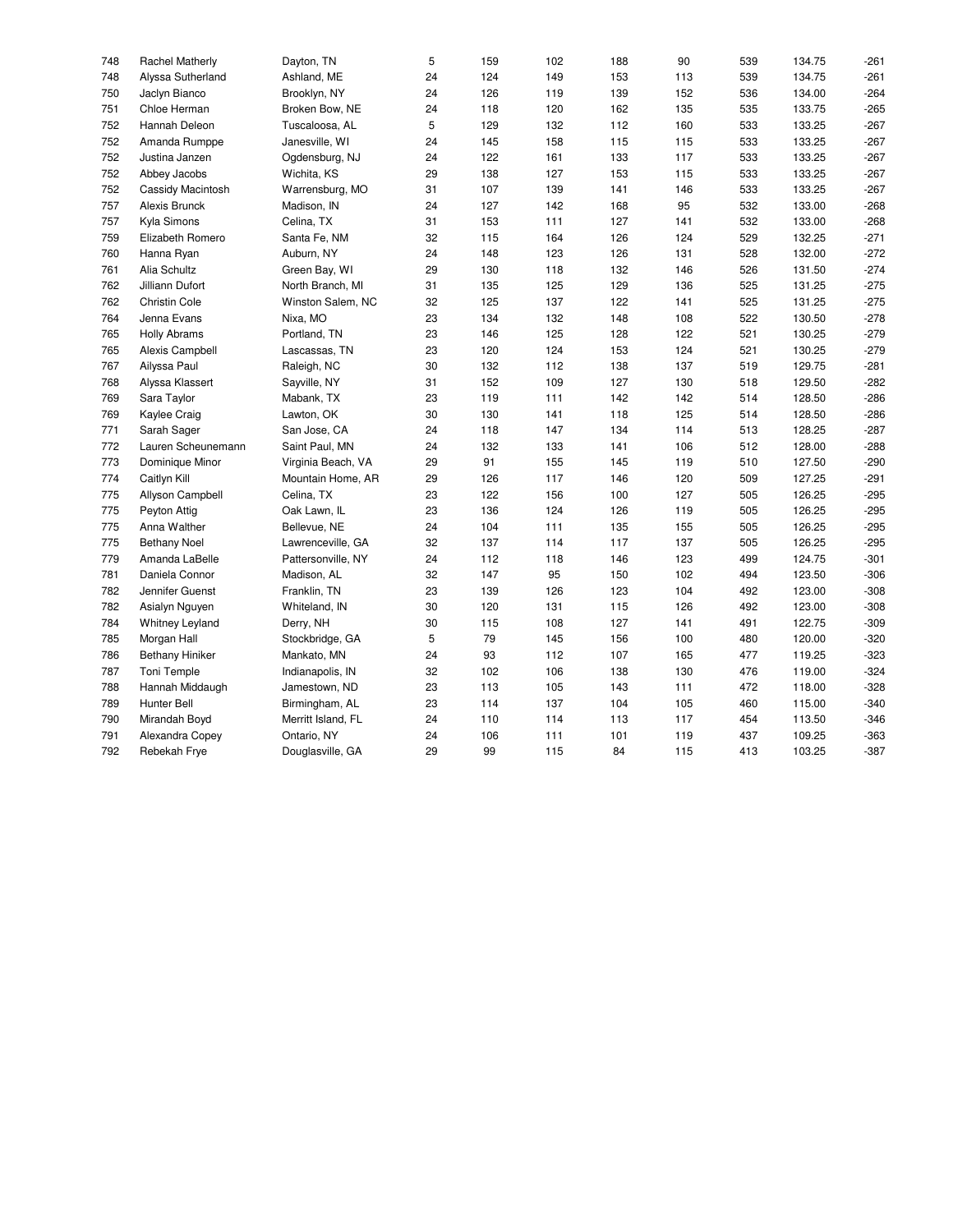| | | | | | | | | | | |
|---|---|---|---|---|---|---|---|---|---|---|
| 748 | Rachel Matherly | Dayton, TN | 5 | 159 | 102 | 188 | 90 | 539 | 134.75 | -261 |
| 748 | Alyssa Sutherland | Ashland, ME | 24 | 124 | 149 | 153 | 113 | 539 | 134.75 | -261 |
| 750 | Jaclyn Bianco | Brooklyn, NY | 24 | 126 | 119 | 139 | 152 | 536 | 134.00 | -264 |
| 751 | Chloe Herman | Broken Bow, NE | 24 | 118 | 120 | 162 | 135 | 535 | 133.75 | -265 |
| 752 | Hannah Deleon | Tuscaloosa, AL | 5 | 129 | 132 | 112 | 160 | 533 | 133.25 | -267 |
| 752 | Amanda Rumppe | Janesville, WI | 24 | 145 | 158 | 115 | 115 | 533 | 133.25 | -267 |
| 752 | Justina Janzen | Ogdensburg, NJ | 24 | 122 | 161 | 133 | 117 | 533 | 133.25 | -267 |
| 752 | Abbey Jacobs | Wichita, KS | 29 | 138 | 127 | 153 | 115 | 533 | 133.25 | -267 |
| 752 | Cassidy Macintosh | Warrensburg, MO | 31 | 107 | 139 | 141 | 146 | 533 | 133.25 | -267 |
| 757 | Alexis Brunck | Madison, IN | 24 | 127 | 142 | 168 | 95 | 532 | 133.00 | -268 |
| 757 | Kyla Simons | Celina, TX | 31 | 153 | 111 | 127 | 141 | 532 | 133.00 | -268 |
| 759 | Elizabeth Romero | Santa Fe, NM | 32 | 115 | 164 | 126 | 124 | 529 | 132.25 | -271 |
| 760 | Hanna Ryan | Auburn, NY | 24 | 148 | 123 | 126 | 131 | 528 | 132.00 | -272 |
| 761 | Alia Schultz | Green Bay, WI | 29 | 130 | 118 | 132 | 146 | 526 | 131.50 | -274 |
| 762 | Jilliann Dufort | North Branch, MI | 31 | 135 | 125 | 129 | 136 | 525 | 131.25 | -275 |
| 762 | Christin Cole | Winston Salem, NC | 32 | 125 | 137 | 122 | 141 | 525 | 131.25 | -275 |
| 764 | Jenna Evans | Nixa, MO | 23 | 134 | 132 | 148 | 108 | 522 | 130.50 | -278 |
| 765 | Holly Abrams | Portland, TN | 23 | 146 | 125 | 128 | 122 | 521 | 130.25 | -279 |
| 765 | Alexis Campbell | Lascassas, TN | 23 | 120 | 124 | 153 | 124 | 521 | 130.25 | -279 |
| 767 | Ailyssa Paul | Raleigh, NC | 30 | 132 | 112 | 138 | 137 | 519 | 129.75 | -281 |
| 768 | Alyssa Klassert | Sayville, NY | 31 | 152 | 109 | 127 | 130 | 518 | 129.50 | -282 |
| 769 | Sara Taylor | Mabank, TX | 23 | 119 | 111 | 142 | 142 | 514 | 128.50 | -286 |
| 769 | Kaylee Craig | Lawton, OK | 30 | 130 | 141 | 118 | 125 | 514 | 128.50 | -286 |
| 771 | Sarah Sager | San Jose, CA | 24 | 118 | 147 | 134 | 114 | 513 | 128.25 | -287 |
| 772 | Lauren Scheunemann | Saint Paul, MN | 24 | 132 | 133 | 141 | 106 | 512 | 128.00 | -288 |
| 773 | Dominique Minor | Virginia Beach, VA | 29 | 91 | 155 | 145 | 119 | 510 | 127.50 | -290 |
| 774 | Caitlyn Kill | Mountain Home, AR | 29 | 126 | 117 | 146 | 120 | 509 | 127.25 | -291 |
| 775 | Allyson Campbell | Celina, TX | 23 | 122 | 156 | 100 | 127 | 505 | 126.25 | -295 |
| 775 | Peyton Attig | Oak Lawn, IL | 23 | 136 | 124 | 126 | 119 | 505 | 126.25 | -295 |
| 775 | Anna Walther | Bellevue, NE | 24 | 104 | 111 | 135 | 155 | 505 | 126.25 | -295 |
| 775 | Bethany Noel | Lawrenceville, GA | 32 | 137 | 114 | 117 | 137 | 505 | 126.25 | -295 |
| 779 | Amanda LaBelle | Pattersonville, NY | 24 | 112 | 118 | 146 | 123 | 499 | 124.75 | -301 |
| 781 | Daniela Connor | Madison, AL | 32 | 147 | 95 | 150 | 102 | 494 | 123.50 | -306 |
| 782 | Jennifer Guenst | Franklin, TN | 23 | 139 | 126 | 123 | 104 | 492 | 123.00 | -308 |
| 782 | Asialyn Nguyen | Whiteland, IN | 30 | 120 | 131 | 115 | 126 | 492 | 123.00 | -308 |
| 784 | Whitney Leyland | Derry, NH | 30 | 115 | 108 | 127 | 141 | 491 | 122.75 | -309 |
| 785 | Morgan Hall | Stockbridge, GA | 5 | 79 | 145 | 156 | 100 | 480 | 120.00 | -320 |
| 786 | Bethany Hiniker | Mankato, MN | 24 | 93 | 112 | 107 | 165 | 477 | 119.25 | -323 |
| 787 | Toni Temple | Indianapolis, IN | 32 | 102 | 106 | 138 | 130 | 476 | 119.00 | -324 |
| 788 | Hannah Middaugh | Jamestown, ND | 23 | 113 | 105 | 143 | 111 | 472 | 118.00 | -328 |
| 789 | Hunter Bell | Birmingham, AL | 23 | 114 | 137 | 104 | 105 | 460 | 115.00 | -340 |
| 790 | Mirandah Boyd | Merritt Island, FL | 24 | 110 | 114 | 113 | 117 | 454 | 113.50 | -346 |
| 791 | Alexandra Copey | Ontario, NY | 24 | 106 | 111 | 101 | 119 | 437 | 109.25 | -363 |
| 792 | Rebekah Frye | Douglasville, GA | 29 | 99 | 115 | 84 | 115 | 413 | 103.25 | -387 |